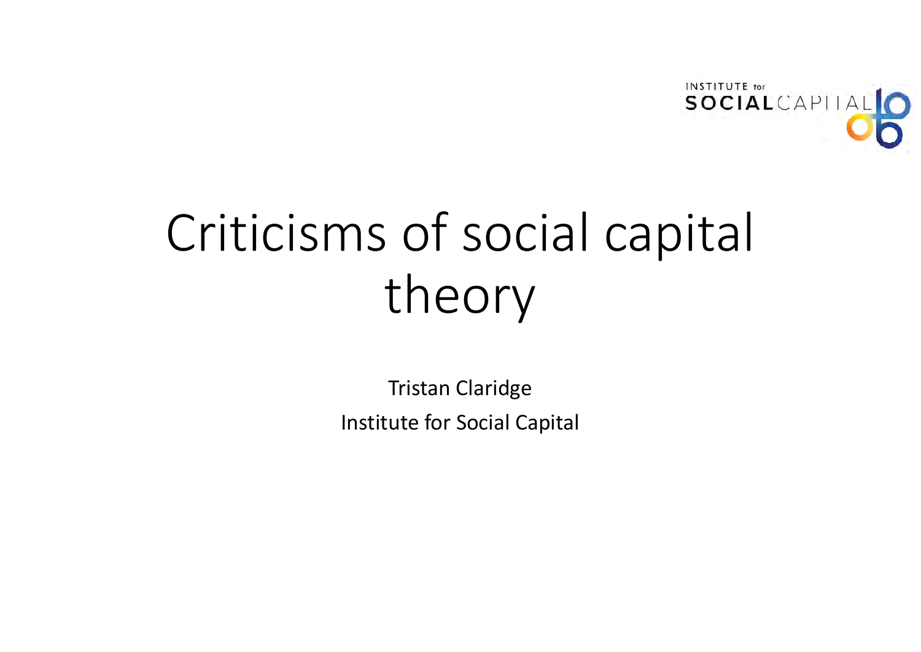INSTITUTE for SOCIAL CAPITAL

# Criticisms of social capital theory

Tristan Claridge

Institute for Social Capital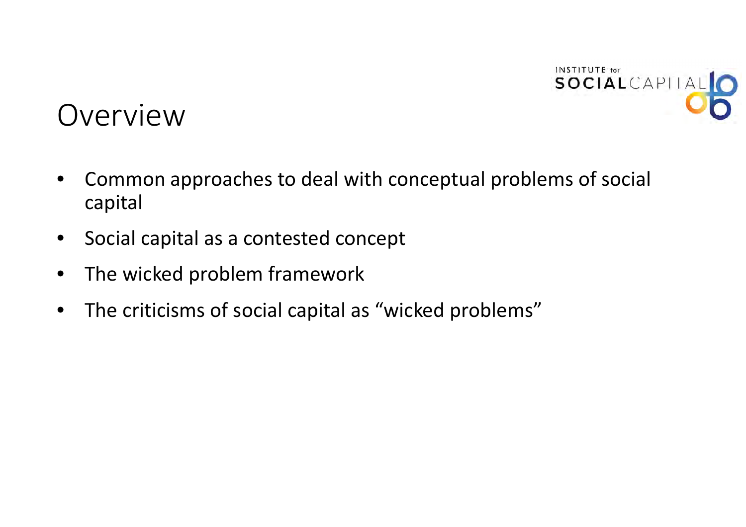# Overview

- Common approaches to deal with conceptual problems of social capital
- Social capital as a contested concept
- The wicked problem framework
- The criticisms of social capital as “wicked problems”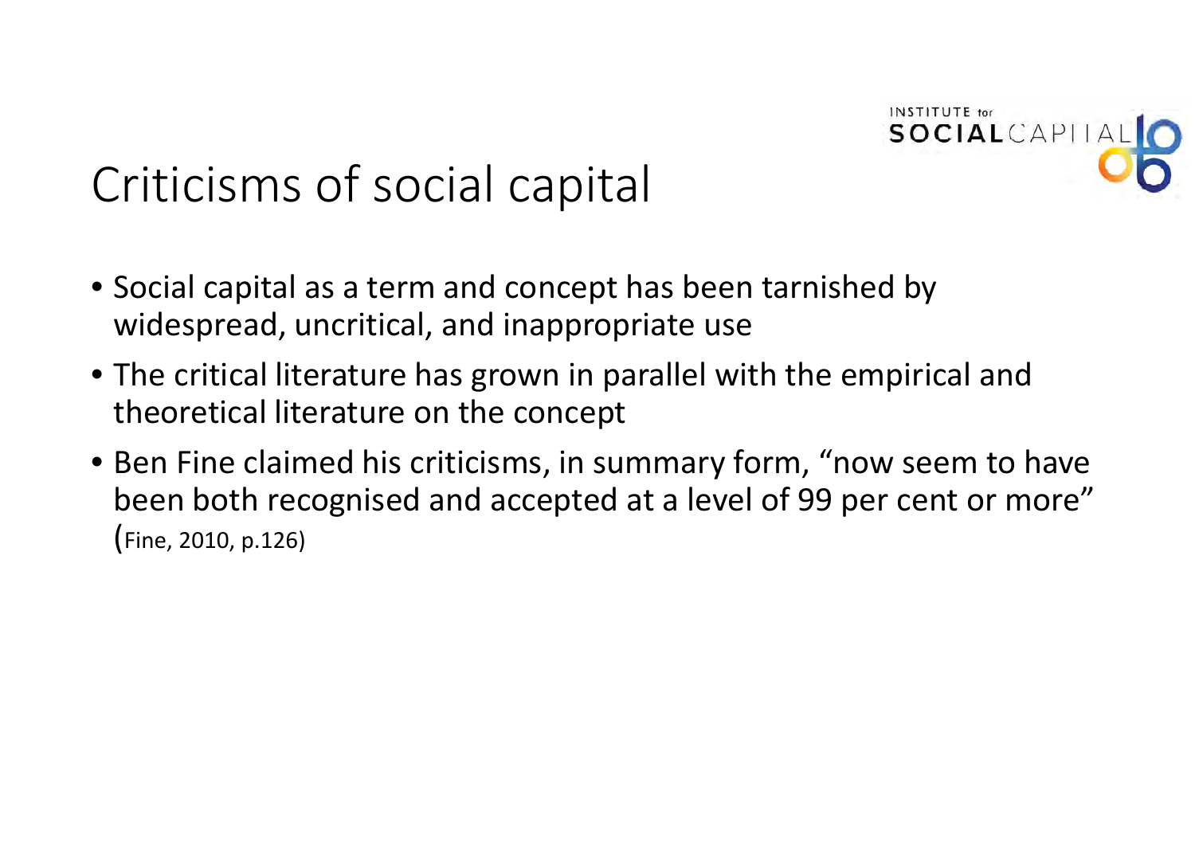# Criticisms of social capital

- Social capital as a term and concept has been tarnished by widespread, uncritical, and inappropriate use
- The critical literature has grown in parallel with the empirical and theoretical literature on the concept
- Ben Fine claimed his criticisms, in summary form, "now seem to have been both recognised and accepted at a level of 99 per cent or more" (Fine, 2010, p.126)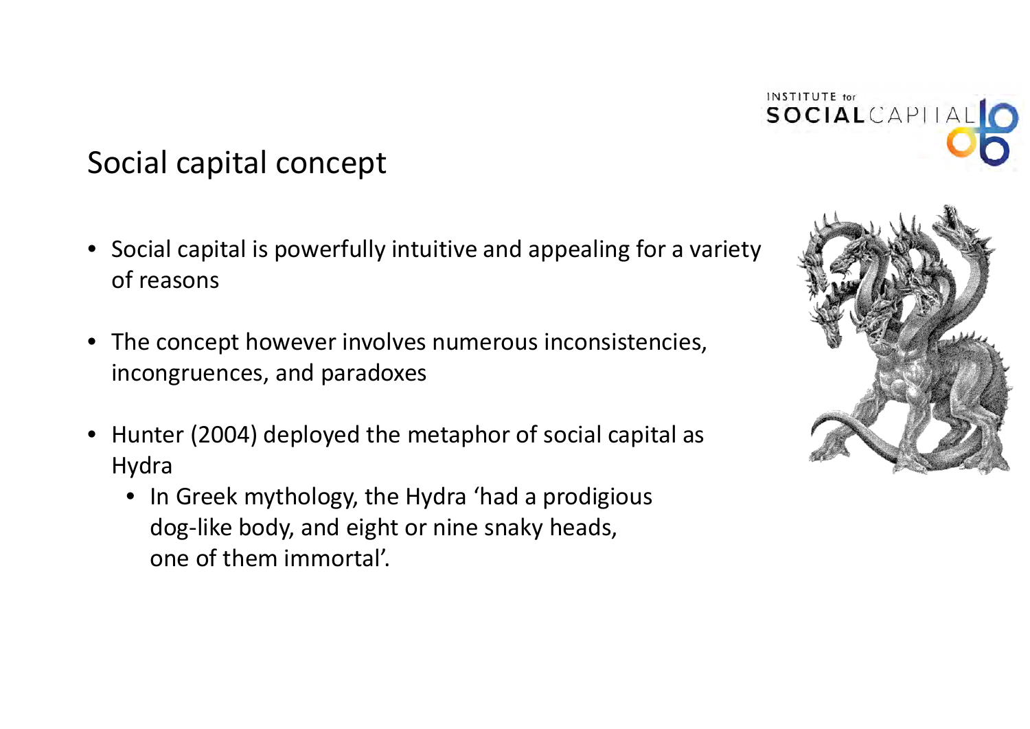## Social capital concept

- Social capital is powerfully intuitive and appealing for a variety of reasons
- The concept however involves numerous inconsistencies, incongruences, and paradoxes
- Hunter (2004) deployed the metaphor of social capital as Hydra
  - In Greek mythology, the Hydra 'had a prodigious dog-like body, and eight or nine snaky heads, one of them immortal'.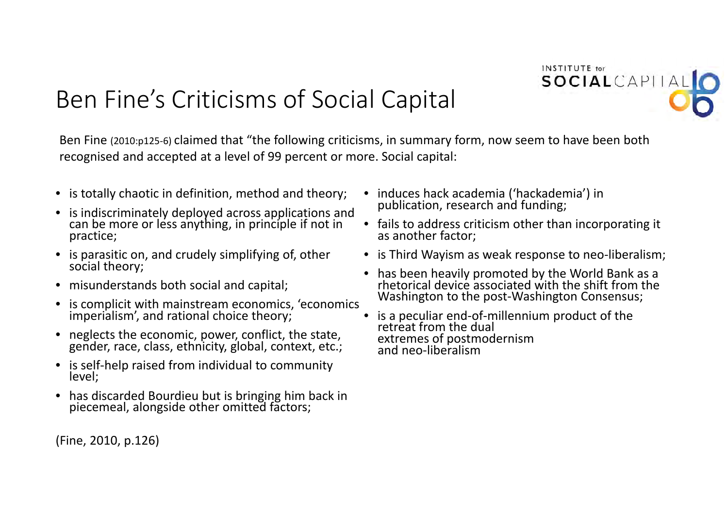# Ben Fine's Criticisms of Social Capital

Ben Fine (2010:p125-6) claimed that "the following criticisms, in summary form, now seem to have been both recognised and accepted at a level of 99 percent or more. Social capital:

- is totally chaotic in definition, method and theory;
- is indiscriminately deployed across applications and can be more or less anything, in principle if not in practice;
- is parasitic on, and crudely simplifying of, other social theory;
- misunderstands both social and capital;
- is complicit with mainstream economics, 'economics imperialism', and rational choice theory;
- neglects the economic, power, conflict, the state, gender, race, class, ethnicity, global, context, etc.;
- is self-help raised from individual to community level;
- has discarded Bourdieu but is bringing him back in piecemeal, alongside other omitted factors;
- induces hack academia ('hackademia') in publication, research and funding;
- fails to address criticism other than incorporating it as another factor;
- is Third Wayism as weak response to neo-liberalism;
- has been heavily promoted by the World Bank as a rhetorical device associated with the shift from the Washington to the post-Washington Consensus;
- is a peculiar end-of-millennium product of the retreat from the dual extremes of postmodernism and neo-liberalism

(Fine, 2010, p.126)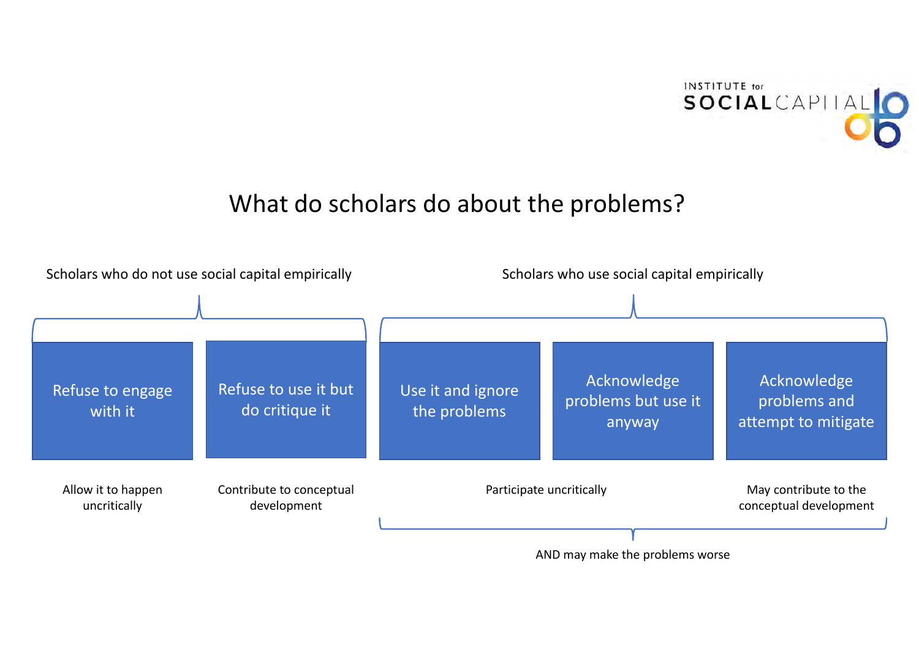# What do scholars do about the problems?

**Scholars who do not use social capital empirically**

| Refuse to engage with it | Refuse to use it but do critique it |
| --- | --- |
| Allow it to happen uncritically | Contribute to conceptual development |

**Scholars who use social capital empirically**

| Use it and ignore the problems | Acknowledge problems but use it anyway | Acknowledge problems and attempt to mitigate |
| --- | --- | --- |
| Participate uncritically | Participate uncritically | May contribute to the conceptual development |

AND may make the problems worse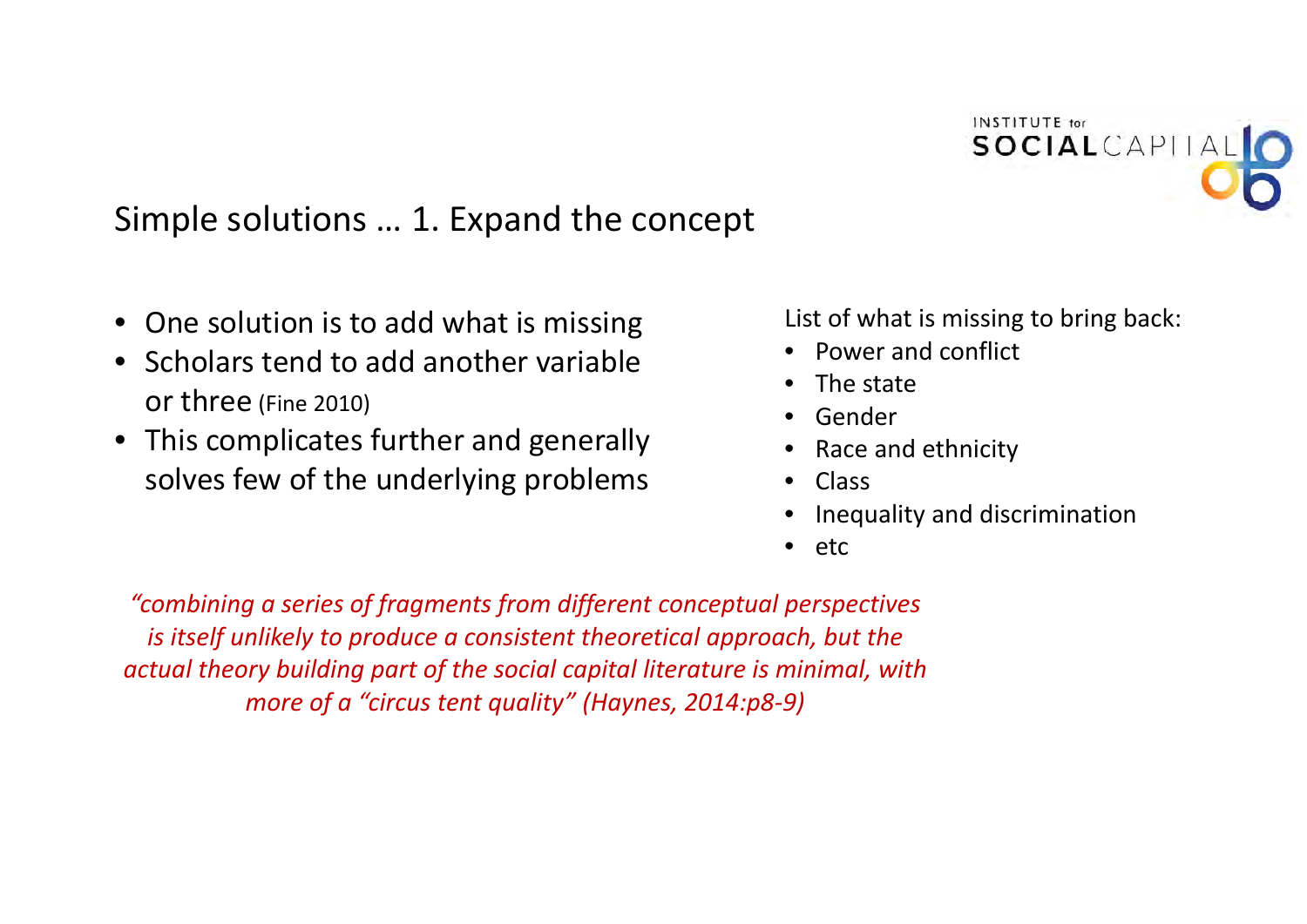## Simple solutions … 1. Expand the concept

- One solution is to add what is missing
- Scholars tend to add another variable or three (Fine 2010)
- This complicates further and generally solves few of the underlying problems

List of what is missing to bring back:

- Power and conflict
- The state
- Gender
- Race and ethnicity
- Class
- Inequality and discrimination
- etc

*"combining a series of fragments from different conceptual perspectives is itself unlikely to produce a consistent theoretical approach, but the actual theory building part of the social capital literature is minimal, with more of a "circus tent quality" (Haynes, 2014:p8-9)*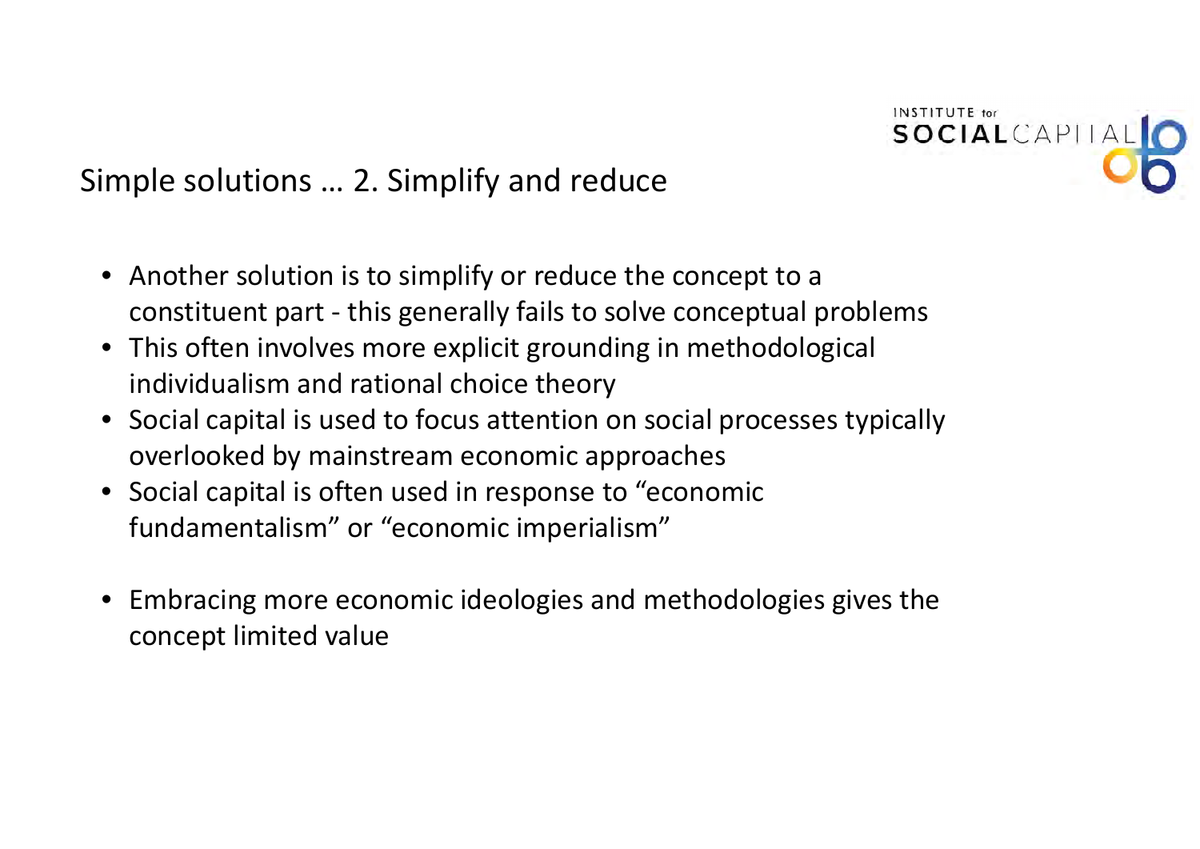## Simple solutions … 2. Simplify and reduce

- Another solution is to simplify or reduce the concept to a constituent part - this generally fails to solve conceptual problems
- This often involves more explicit grounding in methodological individualism and rational choice theory
- Social capital is used to focus attention on social processes typically overlooked by mainstream economic approaches
- Social capital is often used in response to "economic fundamentalism" or "economic imperialism"

- Embracing more economic ideologies and methodologies gives the concept limited value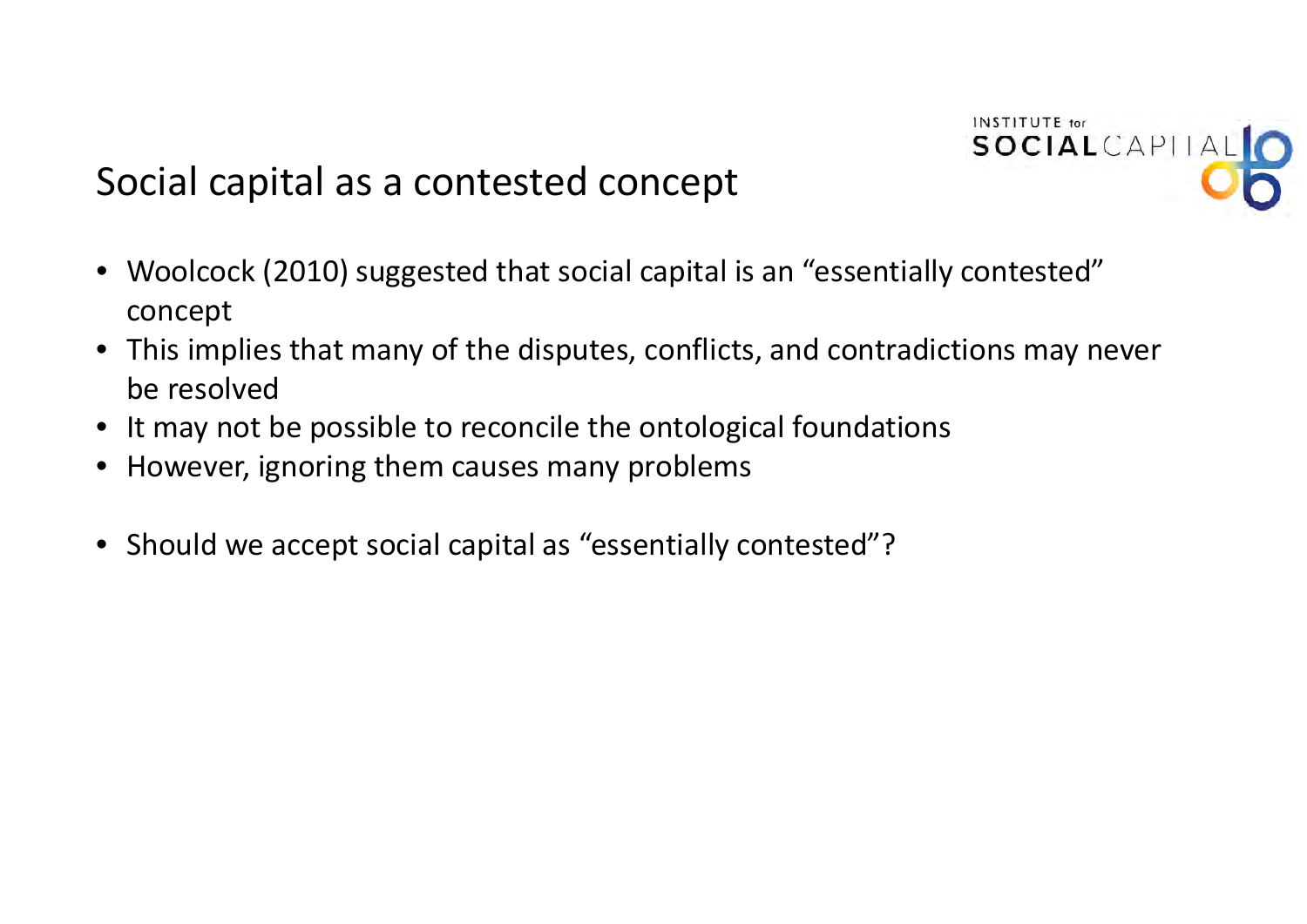## Social capital as a contested concept

- Woolcock (2010) suggested that social capital is an "essentially contested" concept
- This implies that many of the disputes, conflicts, and contradictions may never be resolved
- It may not be possible to reconcile the ontological foundations
- However, ignoring them causes many problems

- Should we accept social capital as "essentially contested"?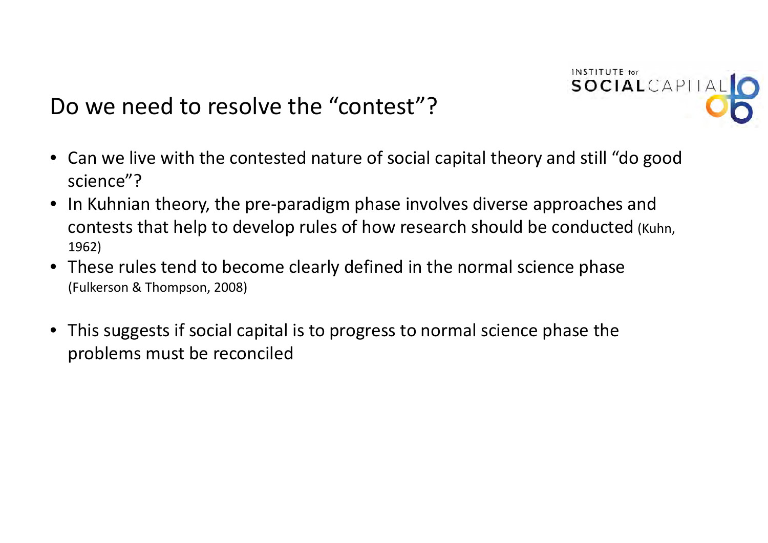## Do we need to resolve the “contest”?

- Can we live with the contested nature of social capital theory and still “do good science”?
- In Kuhnian theory, the pre-paradigm phase involves diverse approaches and contests that help to develop rules of how research should be conducted (Kuhn, 1962)
- These rules tend to become clearly defined in the normal science phase (Fulkerson & Thompson, 2008)
- This suggests if social capital is to progress to normal science phase the problems must be reconciled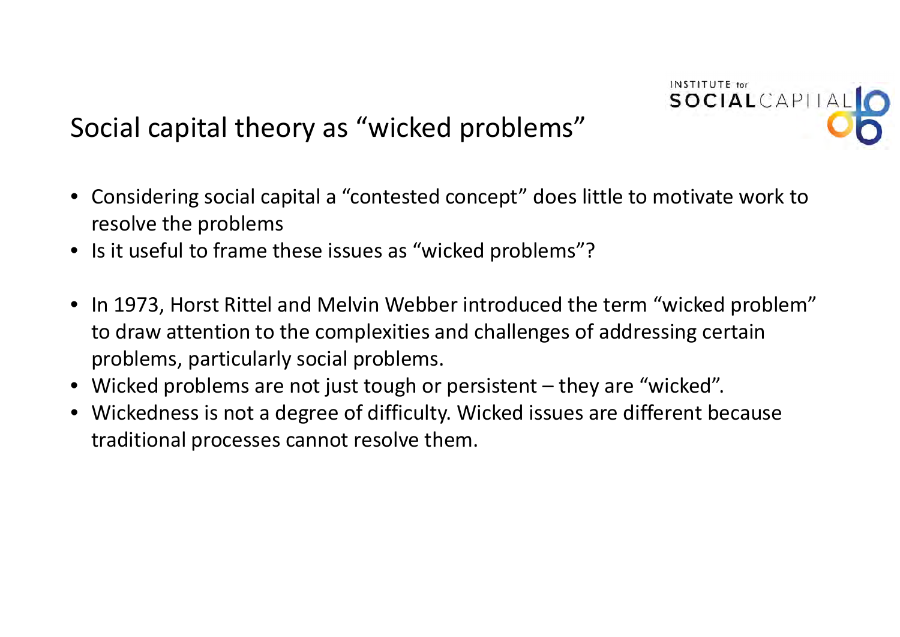## Social capital theory as "wicked problems"

- Considering social capital a "contested concept" does little to motivate work to resolve the problems
- Is it useful to frame these issues as "wicked problems"?

- In 1973, Horst Rittel and Melvin Webber introduced the term "wicked problem" to draw attention to the complexities and challenges of addressing certain problems, particularly social problems.
- Wicked problems are not just tough or persistent – they are "wicked".
- Wickedness is not a degree of difficulty. Wicked issues are different because traditional processes cannot resolve them.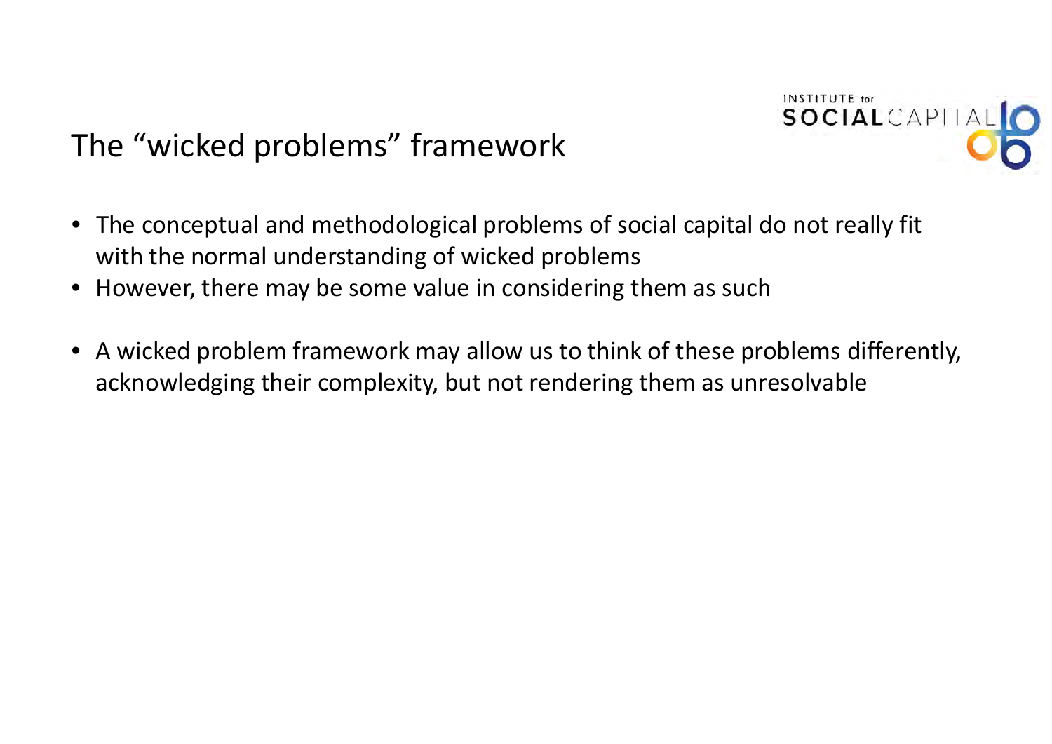## The "wicked problems" framework

- The conceptual and methodological problems of social capital do not really fit with the normal understanding of wicked problems
- However, there may be some value in considering them as such

- A wicked problem framework may allow us to think of these problems differently, acknowledging their complexity, but not rendering them as unresolvable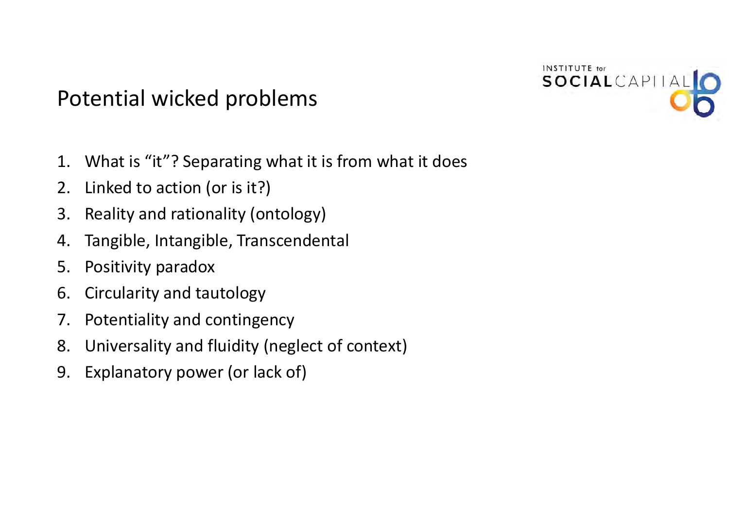# Potential wicked problems

1. What is "it"? Separating what it is from what it does
2. Linked to action (or is it?)
3. Reality and rationality (ontology)
4. Tangible, Intangible, Transcendental
5. Positivity paradox
6. Circularity and tautology
7. Potentiality and contingency
8. Universality and fluidity (neglect of context)
9. Explanatory power (or lack of)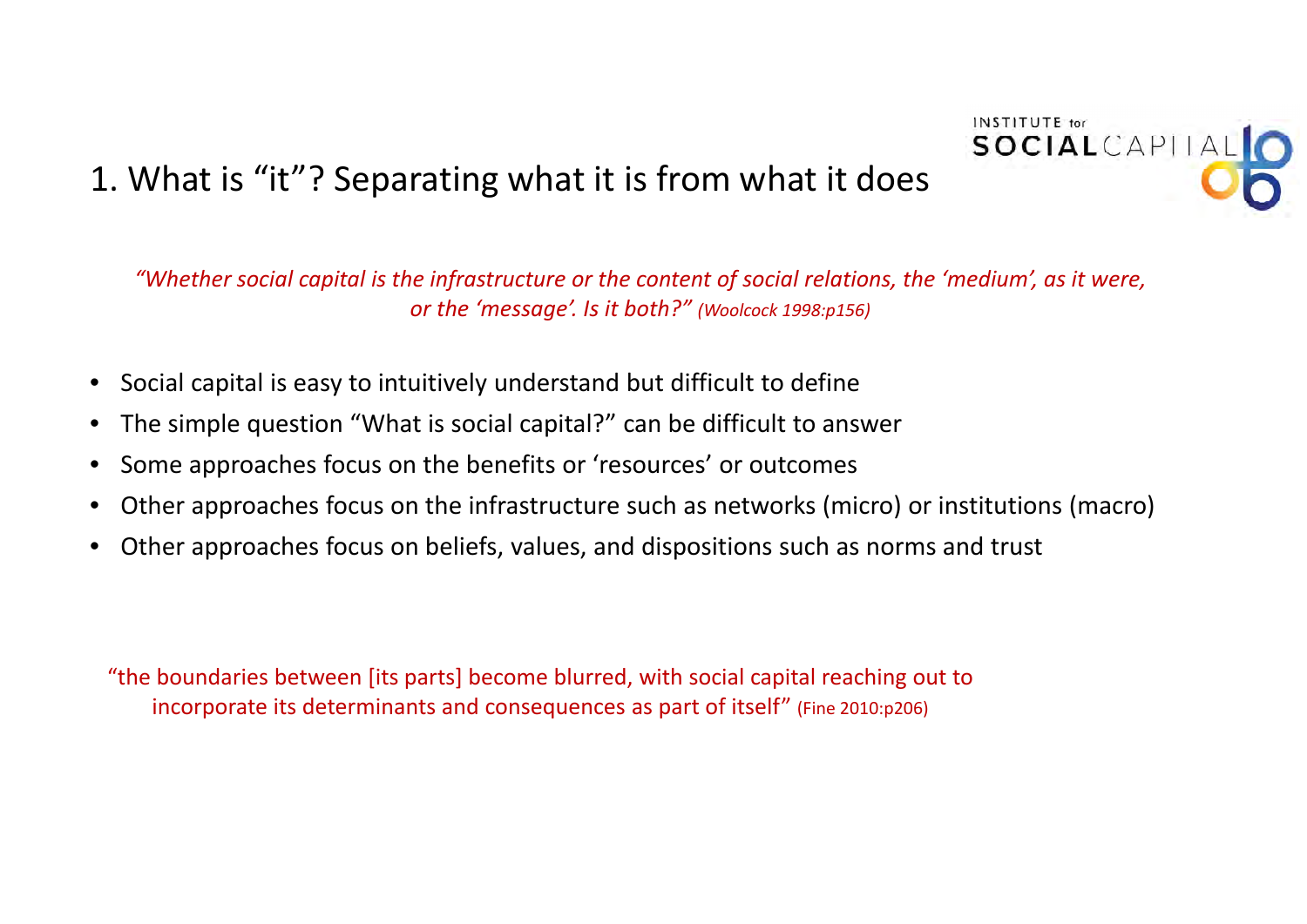## 1. What is "it"? Separating what it is from what it does

*"Whether social capital is the infrastructure or the content of social relations, the 'medium', as it were, or the 'message'. Is it both?" (Woolcock 1998:p156)*

- Social capital is easy to intuitively understand but difficult to define
- The simple question "What is social capital?" can be difficult to answer
- Some approaches focus on the benefits or 'resources' or outcomes
- Other approaches focus on the infrastructure such as networks (micro) or institutions (macro)
- Other approaches focus on beliefs, values, and dispositions such as norms and trust

"the boundaries between [its parts] become blurred, with social capital reaching out to incorporate its determinants and consequences as part of itself" (Fine 2010:p206)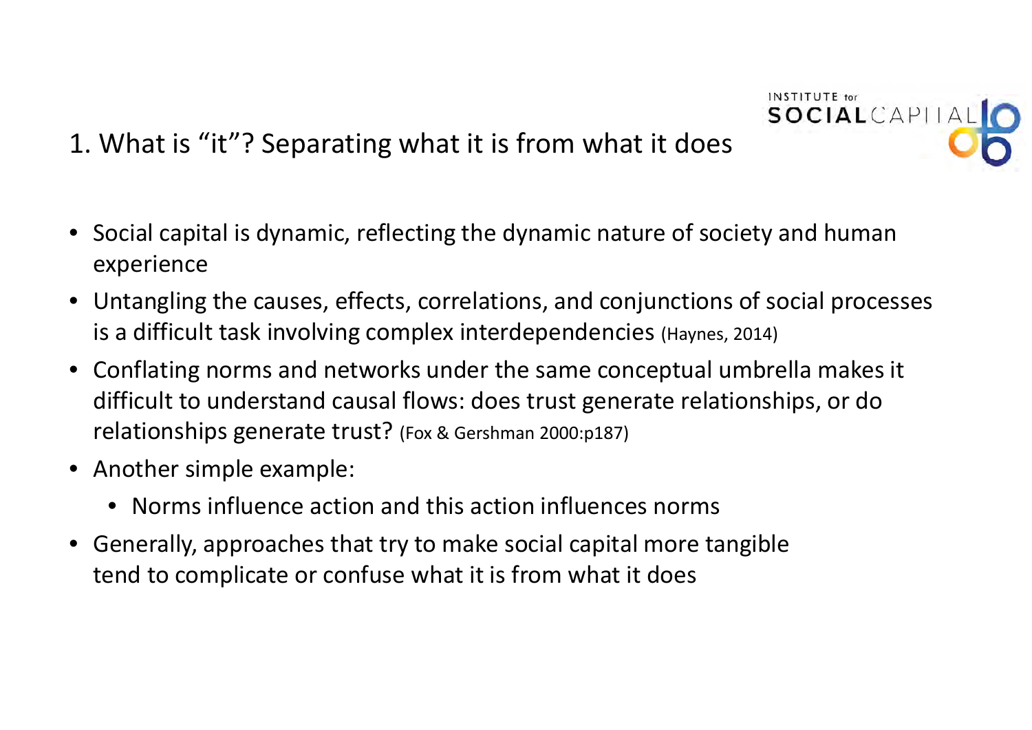## 1. What is "it"? Separating what it is from what it does

- Social capital is dynamic, reflecting the dynamic nature of society and human experience
- Untangling the causes, effects, correlations, and conjunctions of social processes is a difficult task involving complex interdependencies (Haynes, 2014)
- Conflating norms and networks under the same conceptual umbrella makes it difficult to understand causal flows: does trust generate relationships, or do relationships generate trust? (Fox & Gershman 2000:p187)
- Another simple example:
  - Norms influence action and this action influences norms
- Generally, approaches that try to make social capital more tangible tend to complicate or confuse what it is from what it does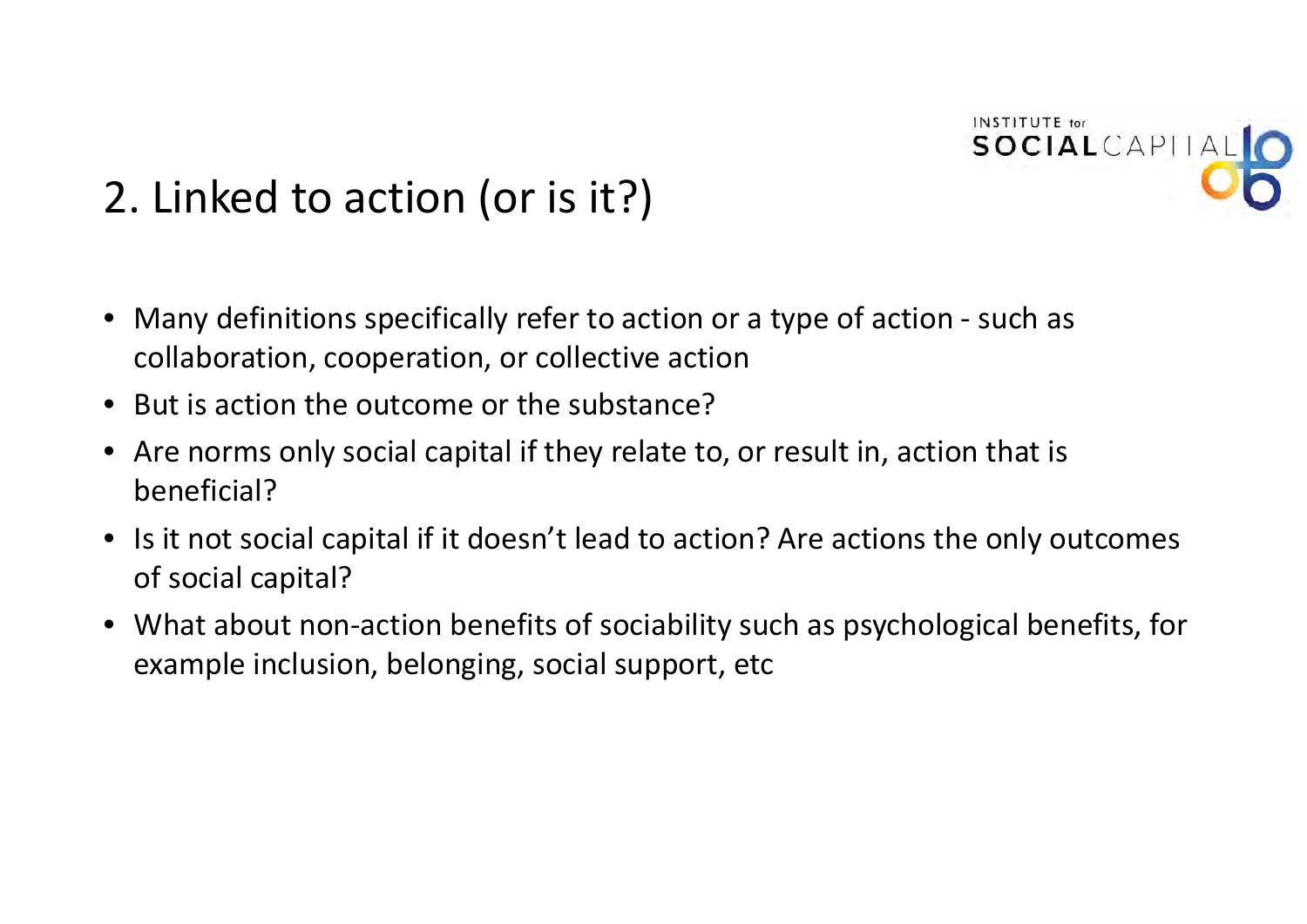## 2. Linked to action (or is it?)

- Many definitions specifically refer to action or a type of action - such as collaboration, cooperation, or collective action
- But is action the outcome or the substance?
- Are norms only social capital if they relate to, or result in, action that is beneficial?
- Is it not social capital if it doesn't lead to action? Are actions the only outcomes of social capital?
- What about non-action benefits of sociability such as psychological benefits, for example inclusion, belonging, social support, etc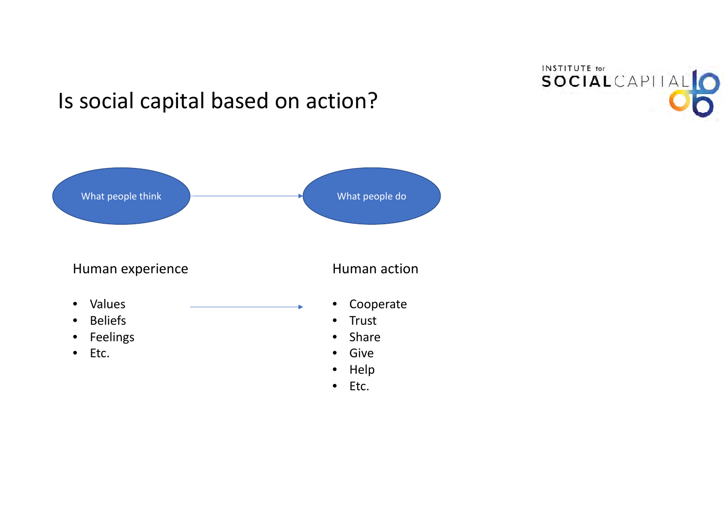# Is social capital based on action?

What people think → What people do

**Human experience**

- Values
- Beliefs
- Feelings
- Etc.

→

**Human action**

- Cooperate
- Trust
- Share
- Give
- Help
- Etc.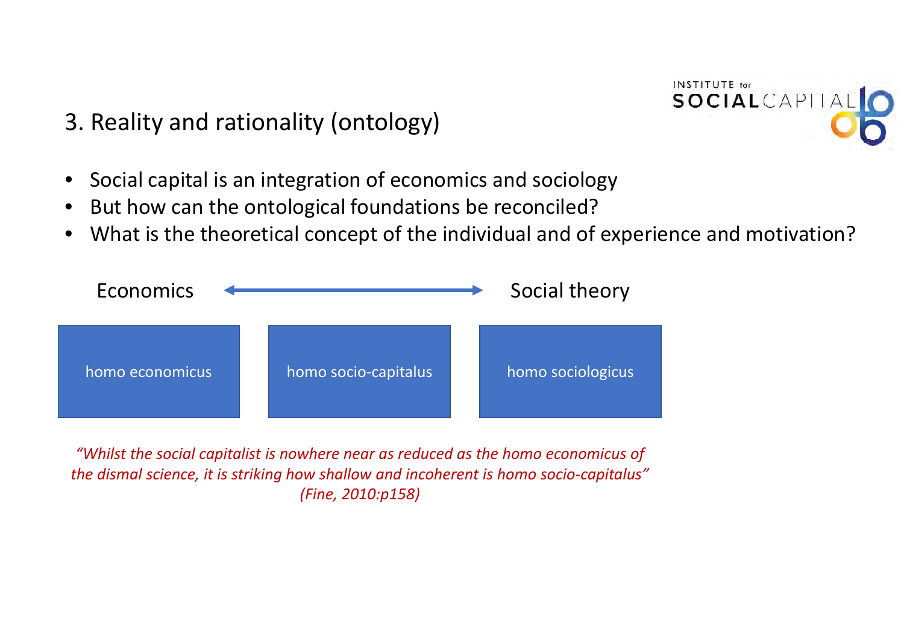## 3. Reality and rationality (ontology)

- Social capital is an integration of economics and sociology
- But how can the ontological foundations be reconciled?
- What is the theoretical concept of the individual and of experience and motivation?

Economics ⟷ Social theory

| homo economicus | homo socio-capitalus | homo sociologicus |
| --- | --- | --- |

*"Whilst the social capitalist is nowhere near as reduced as the homo economicus of the dismal science, it is striking how shallow and incoherent is homo socio-capitalus" (Fine, 2010:p158)*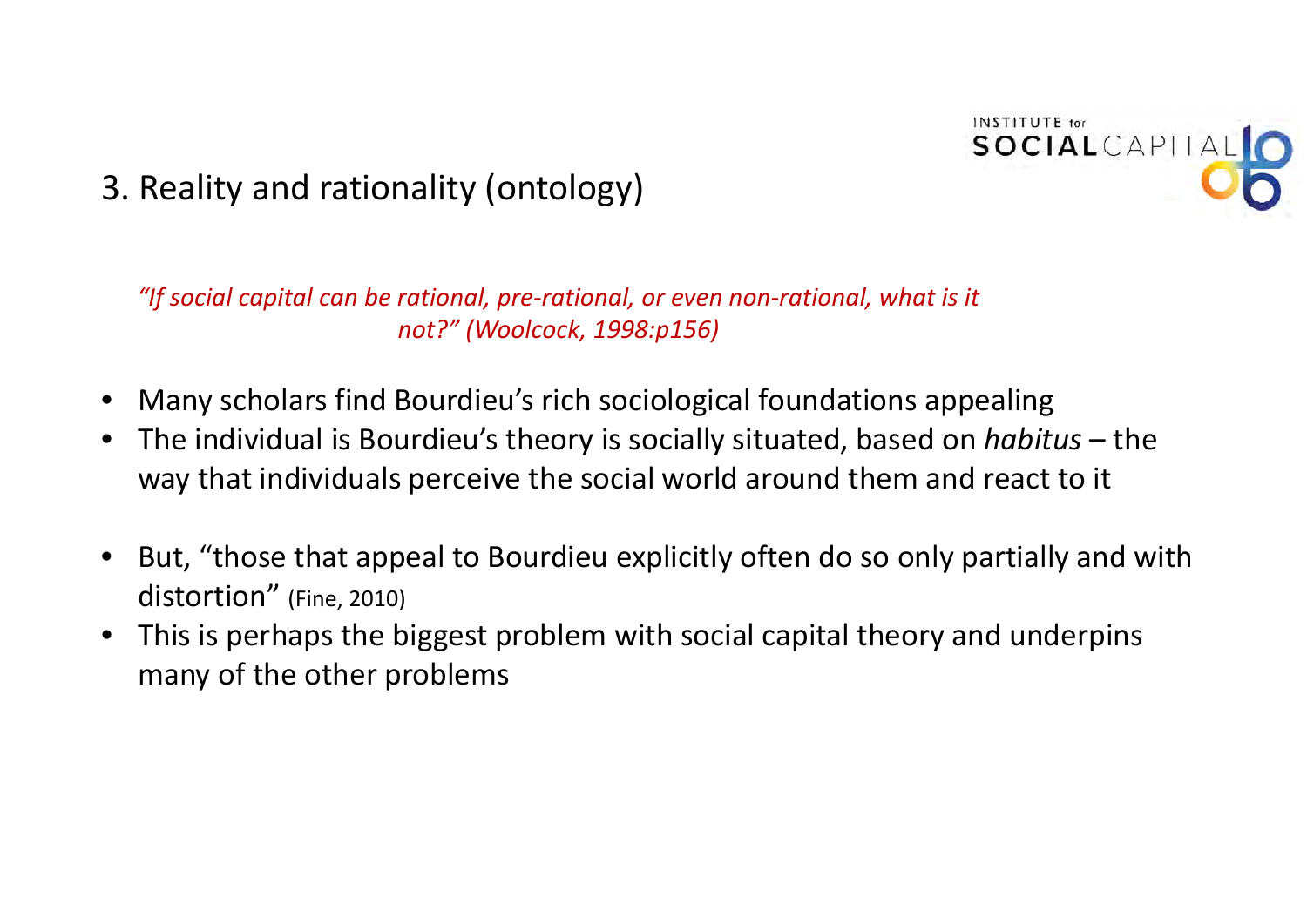## 3. Reality and rationality (ontology)

*"If social capital can be rational, pre-rational, or even non-rational, what is it not?" (Woolcock, 1998:p156)*

- Many scholars find Bourdieu's rich sociological foundations appealing
- The individual is Bourdieu's theory is socially situated, based on *habitus* – the way that individuals perceive the social world around them and react to it
- But, "those that appeal to Bourdieu explicitly often do so only partially and with distortion" (Fine, 2010)
- This is perhaps the biggest problem with social capital theory and underpins many of the other problems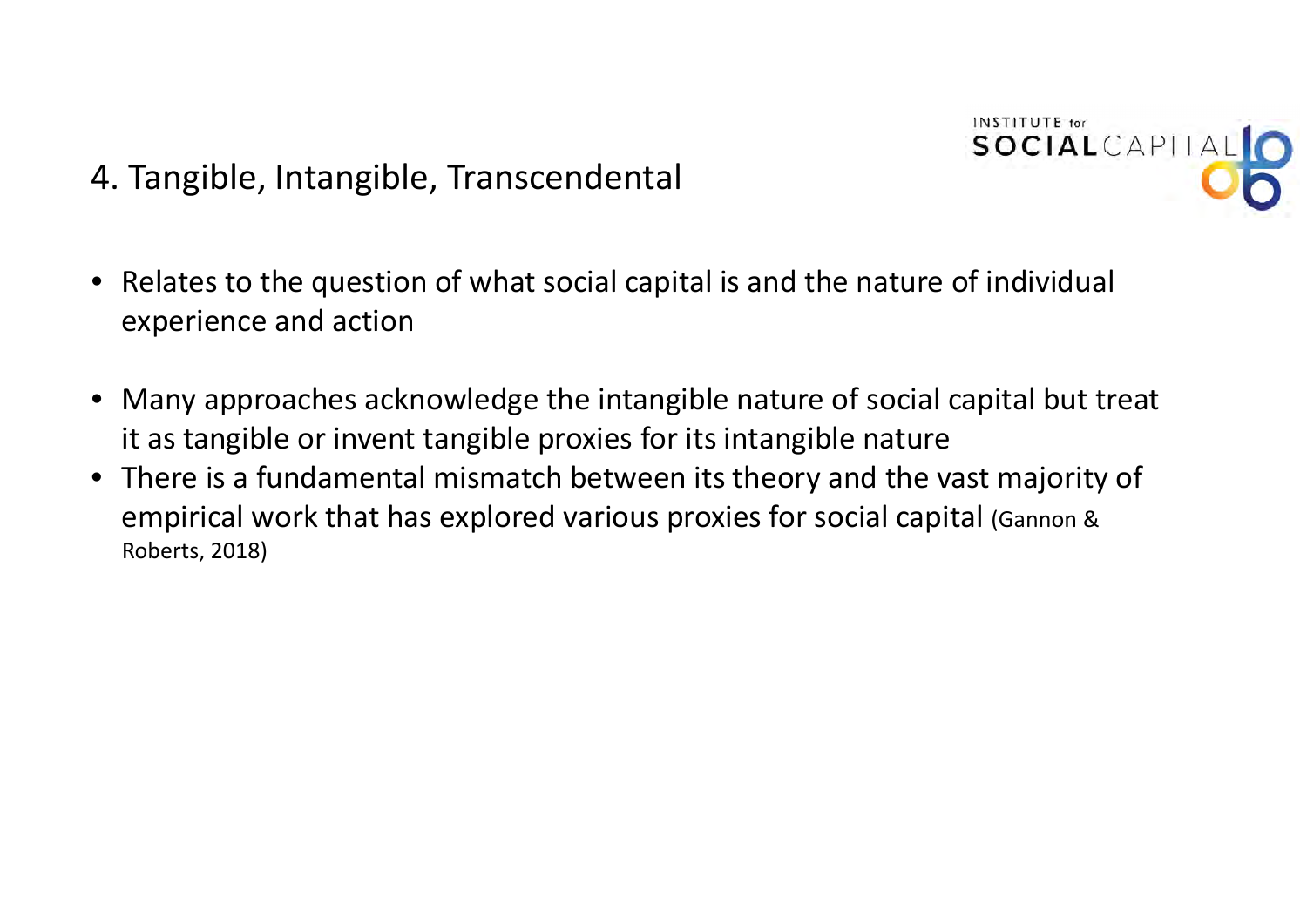## 4. Tangible, Intangible, Transcendental

- Relates to the question of what social capital is and the nature of individual experience and action

- Many approaches acknowledge the intangible nature of social capital but treat it as tangible or invent tangible proxies for its intangible nature
- There is a fundamental mismatch between its theory and the vast majority of empirical work that has explored various proxies for social capital (Gannon & Roberts, 2018)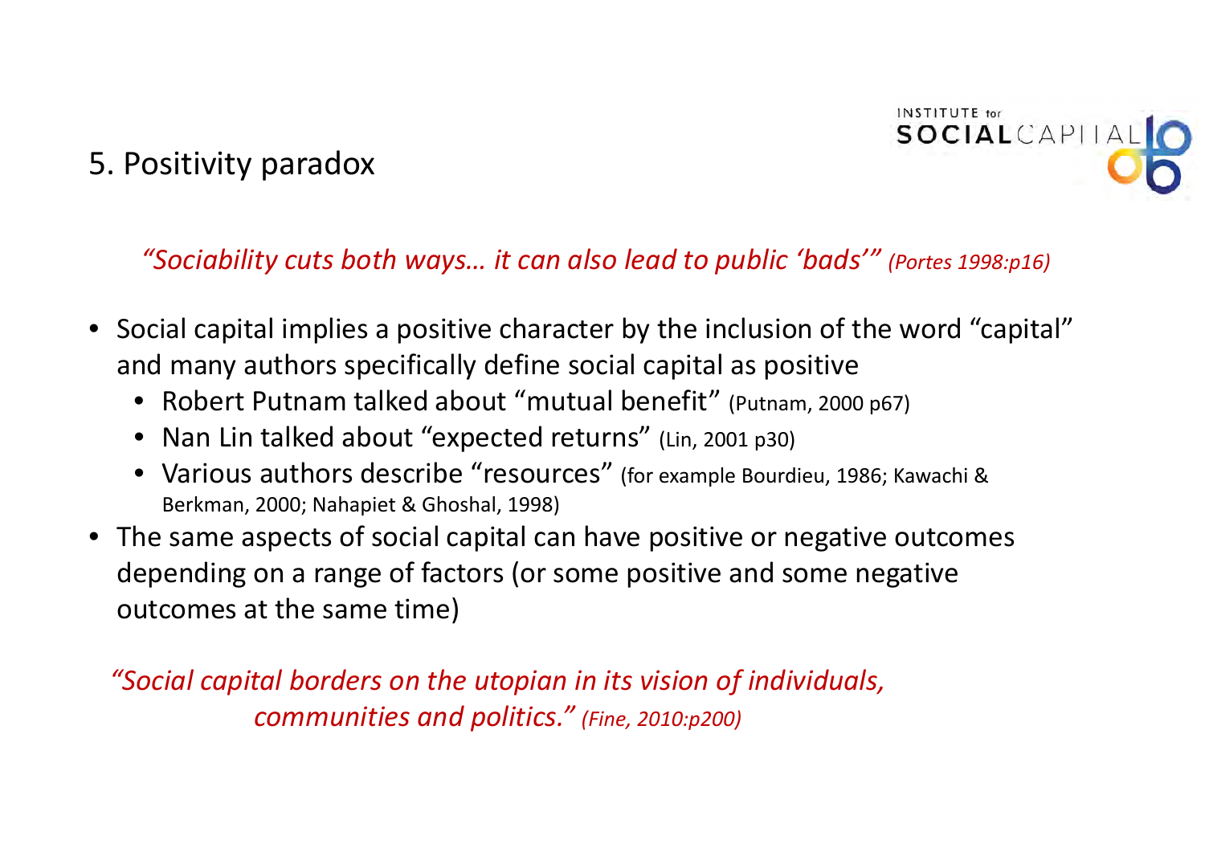## 5. Positivity paradox

*"Sociability cuts both ways… it can also lead to public 'bads'" (Portes 1998:p16)*

- Social capital implies a positive character by the inclusion of the word "capital" and many authors specifically define social capital as positive
  - Robert Putnam talked about "mutual benefit" (Putnam, 2000 p67)
  - Nan Lin talked about "expected returns" (Lin, 2001 p30)
  - Various authors describe "resources" (for example Bourdieu, 1986; Kawachi & Berkman, 2000; Nahapiet & Ghoshal, 1998)
- The same aspects of social capital can have positive or negative outcomes depending on a range of factors (or some positive and some negative outcomes at the same time)

*"Social capital borders on the utopian in its vision of individuals, communities and politics." (Fine, 2010:p200)*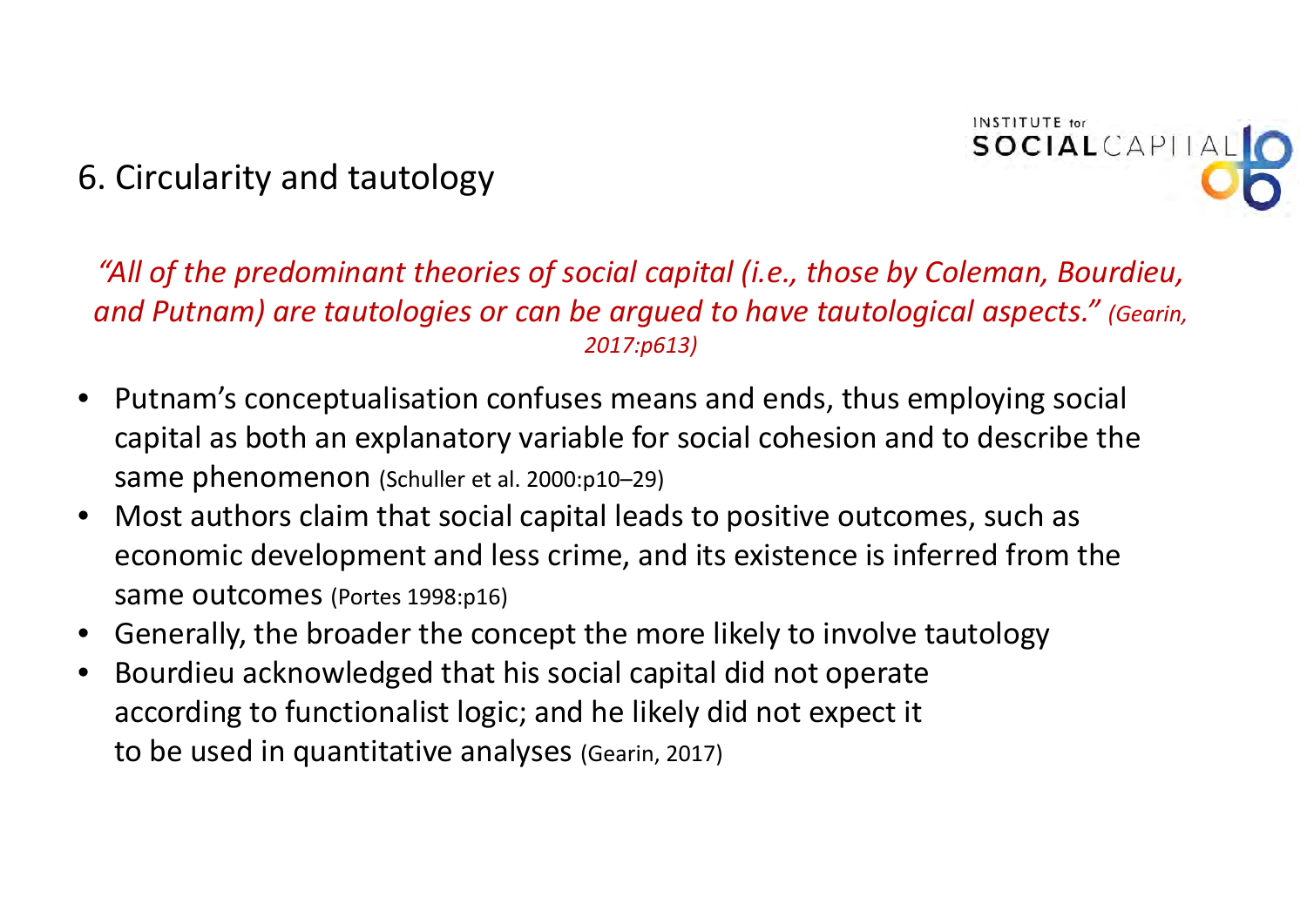## 6. Circularity and tautology

*"All of the predominant theories of social capital (i.e., those by Coleman, Bourdieu, and Putnam) are tautologies or can be argued to have tautological aspects." (Gearin, 2017:p613)*

- Putnam's conceptualisation confuses means and ends, thus employing social capital as both an explanatory variable for social cohesion and to describe the same phenomenon (Schuller et al. 2000:p10–29)
- Most authors claim that social capital leads to positive outcomes, such as economic development and less crime, and its existence is inferred from the same outcomes (Portes 1998:p16)
- Generally, the broader the concept the more likely to involve tautology
- Bourdieu acknowledged that his social capital did not operate according to functionalist logic; and he likely did not expect it to be used in quantitative analyses (Gearin, 2017)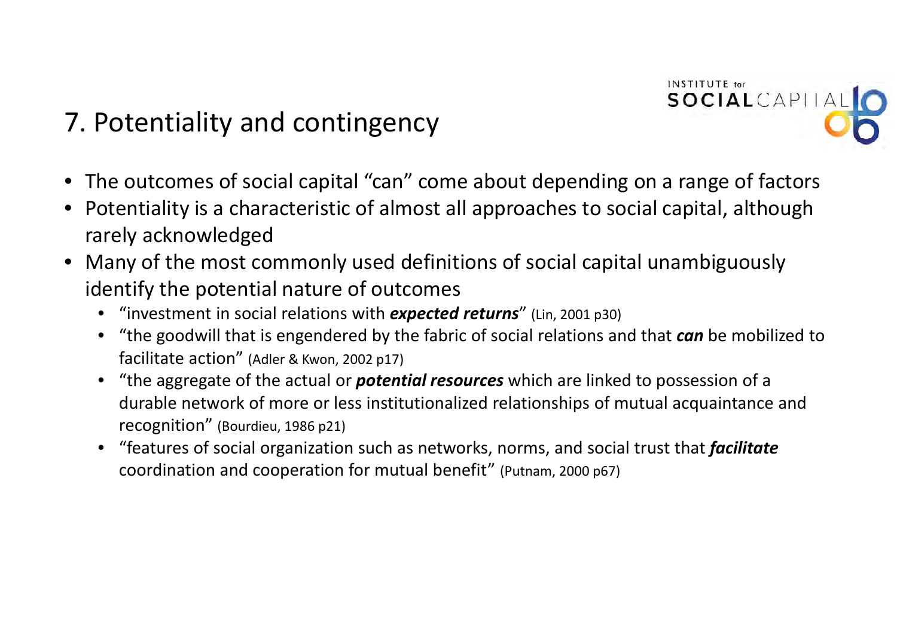## 7. Potentiality and contingency

- The outcomes of social capital "can" come about depending on a range of factors
- Potentiality is a characteristic of almost all approaches to social capital, although rarely acknowledged
- Many of the most commonly used definitions of social capital unambiguously identify the potential nature of outcomes
  - "investment in social relations with ***expected returns***" (Lin, 2001 p30)
  - "the goodwill that is engendered by the fabric of social relations and that ***can*** be mobilized to facilitate action" (Adler & Kwon, 2002 p17)
  - "the aggregate of the actual or ***potential resources*** which are linked to possession of a durable network of more or less institutionalized relationships of mutual acquaintance and recognition" (Bourdieu, 1986 p21)
  - "features of social organization such as networks, norms, and social trust that ***facilitate*** coordination and cooperation for mutual benefit" (Putnam, 2000 p67)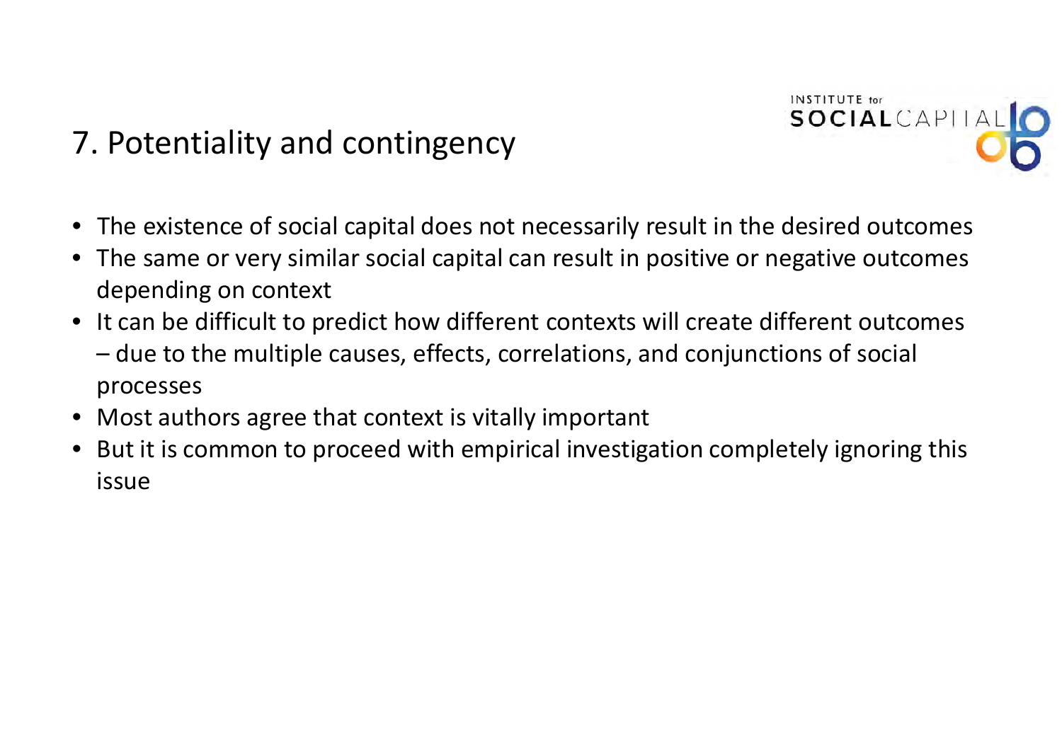## 7. Potentiality and contingency

- The existence of social capital does not necessarily result in the desired outcomes
- The same or very similar social capital can result in positive or negative outcomes depending on context
- It can be difficult to predict how different contexts will create different outcomes – due to the multiple causes, effects, correlations, and conjunctions of social processes
- Most authors agree that context is vitally important
- But it is common to proceed with empirical investigation completely ignoring this issue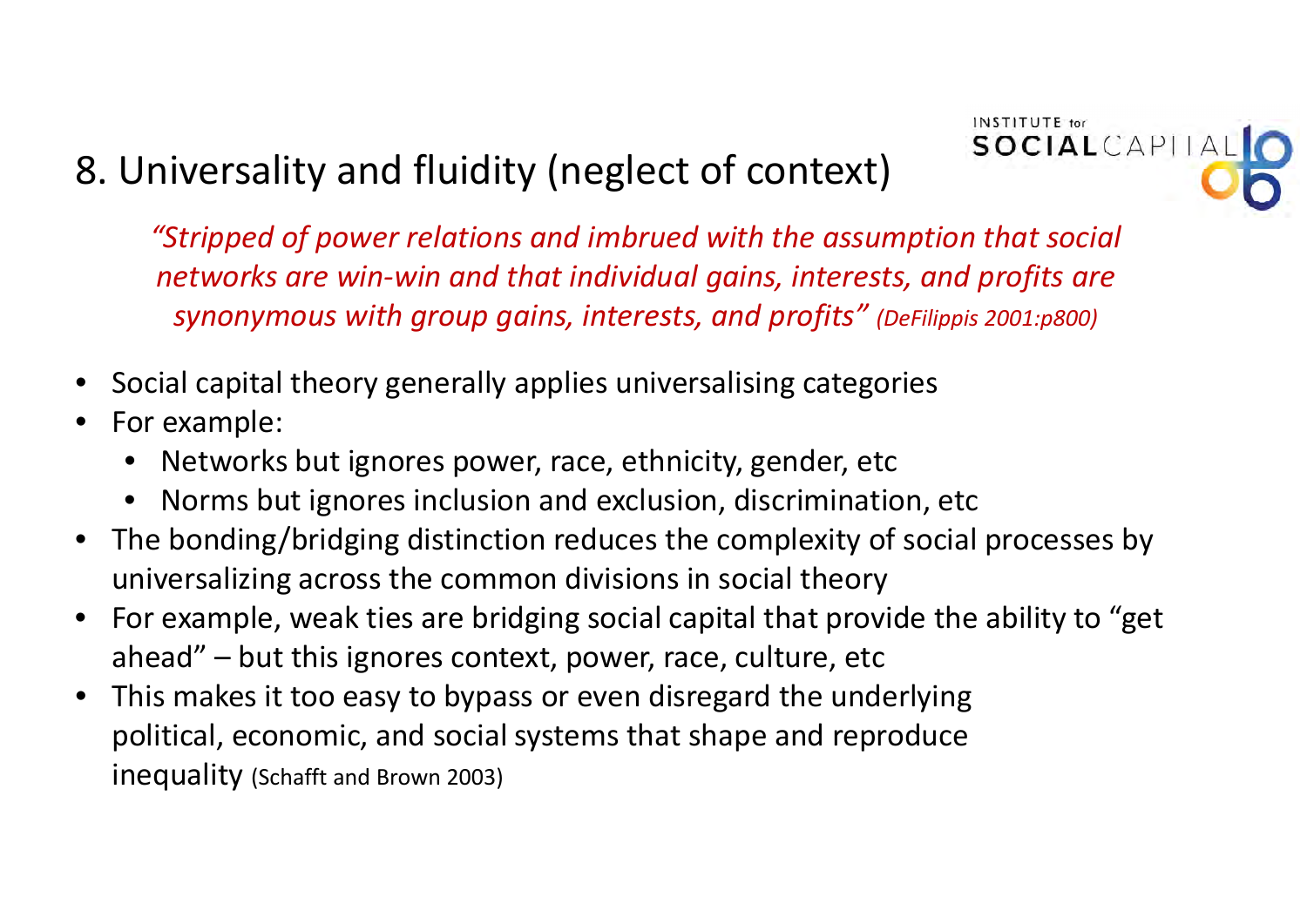## 8. Universality and fluidity (neglect of context)

*"Stripped of power relations and imbrued with the assumption that social networks are win-win and that individual gains, interests, and profits are synonymous with group gains, interests, and profits" (DeFilippis 2001:p800)*

- Social capital theory generally applies universalising categories
- For example:
  - Networks but ignores power, race, ethnicity, gender, etc
  - Norms but ignores inclusion and exclusion, discrimination, etc
- The bonding/bridging distinction reduces the complexity of social processes by universalizing across the common divisions in social theory
- For example, weak ties are bridging social capital that provide the ability to "get ahead" – but this ignores context, power, race, culture, etc
- This makes it too easy to bypass or even disregard the underlying political, economic, and social systems that shape and reproduce inequality (Schafft and Brown 2003)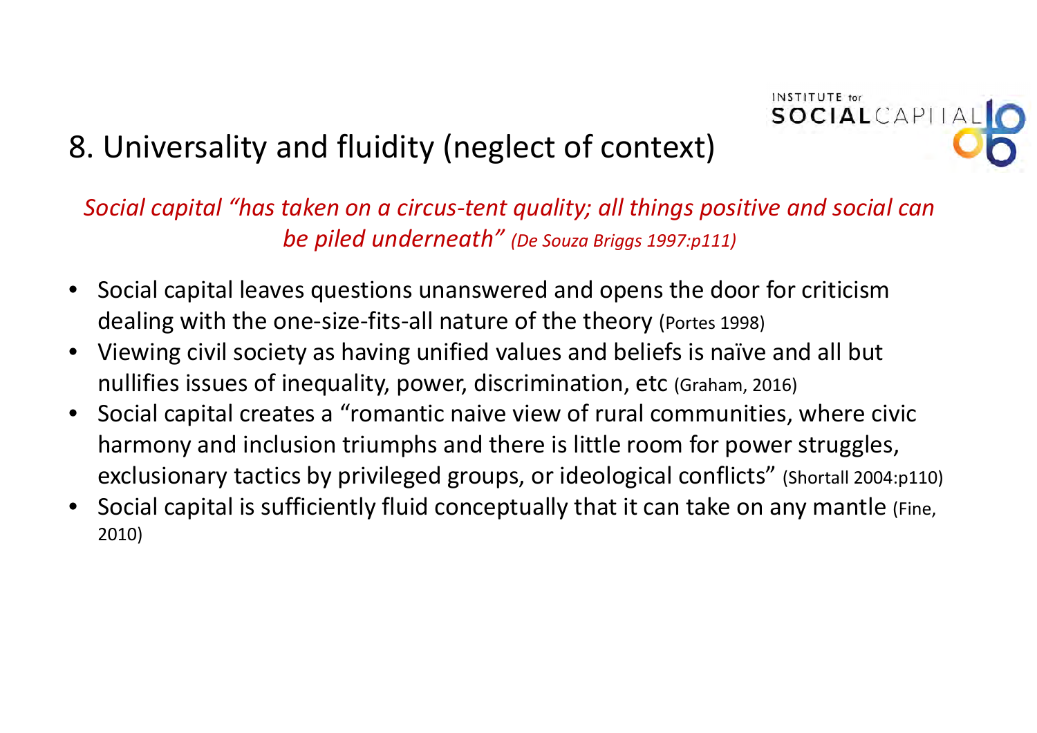## 8. Universality and fluidity (neglect of context)

*Social capital "has taken on a circus-tent quality; all things positive and social can be piled underneath" (De Souza Briggs 1997:p111)*

- Social capital leaves questions unanswered and opens the door for criticism dealing with the one-size-fits-all nature of the theory (Portes 1998)
- Viewing civil society as having unified values and beliefs is naïve and all but nullifies issues of inequality, power, discrimination, etc (Graham, 2016)
- Social capital creates a "romantic naive view of rural communities, where civic harmony and inclusion triumphs and there is little room for power struggles, exclusionary tactics by privileged groups, or ideological conflicts" (Shortall 2004:p110)
- Social capital is sufficiently fluid conceptually that it can take on any mantle (Fine, 2010)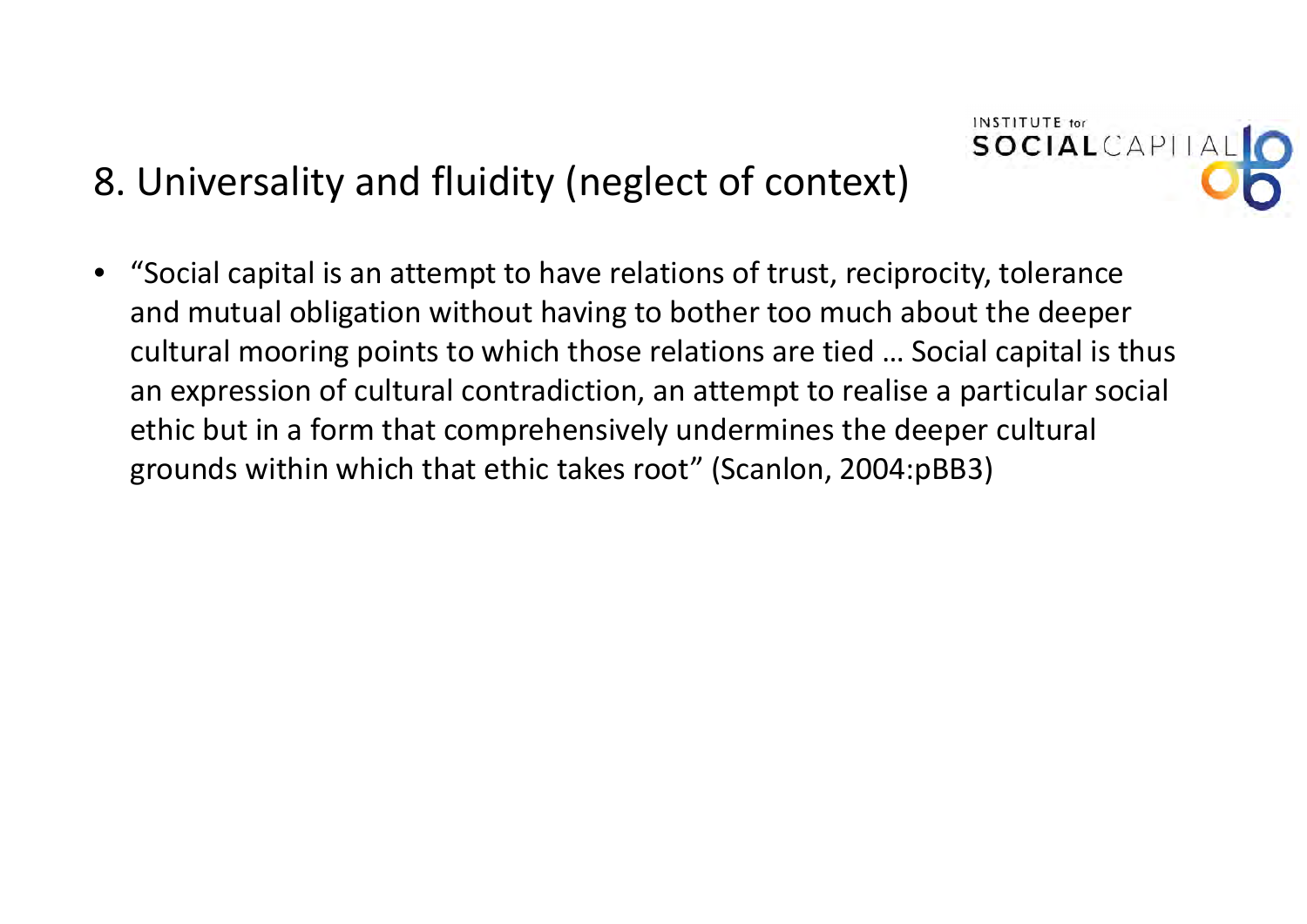## 8. Universality and fluidity (neglect of context)

- "Social capital is an attempt to have relations of trust, reciprocity, tolerance and mutual obligation without having to bother too much about the deeper cultural mooring points to which those relations are tied … Social capital is thus an expression of cultural contradiction, an attempt to realise a particular social ethic but in a form that comprehensively undermines the deeper cultural grounds within which that ethic takes root" (Scanlon, 2004:pBB3)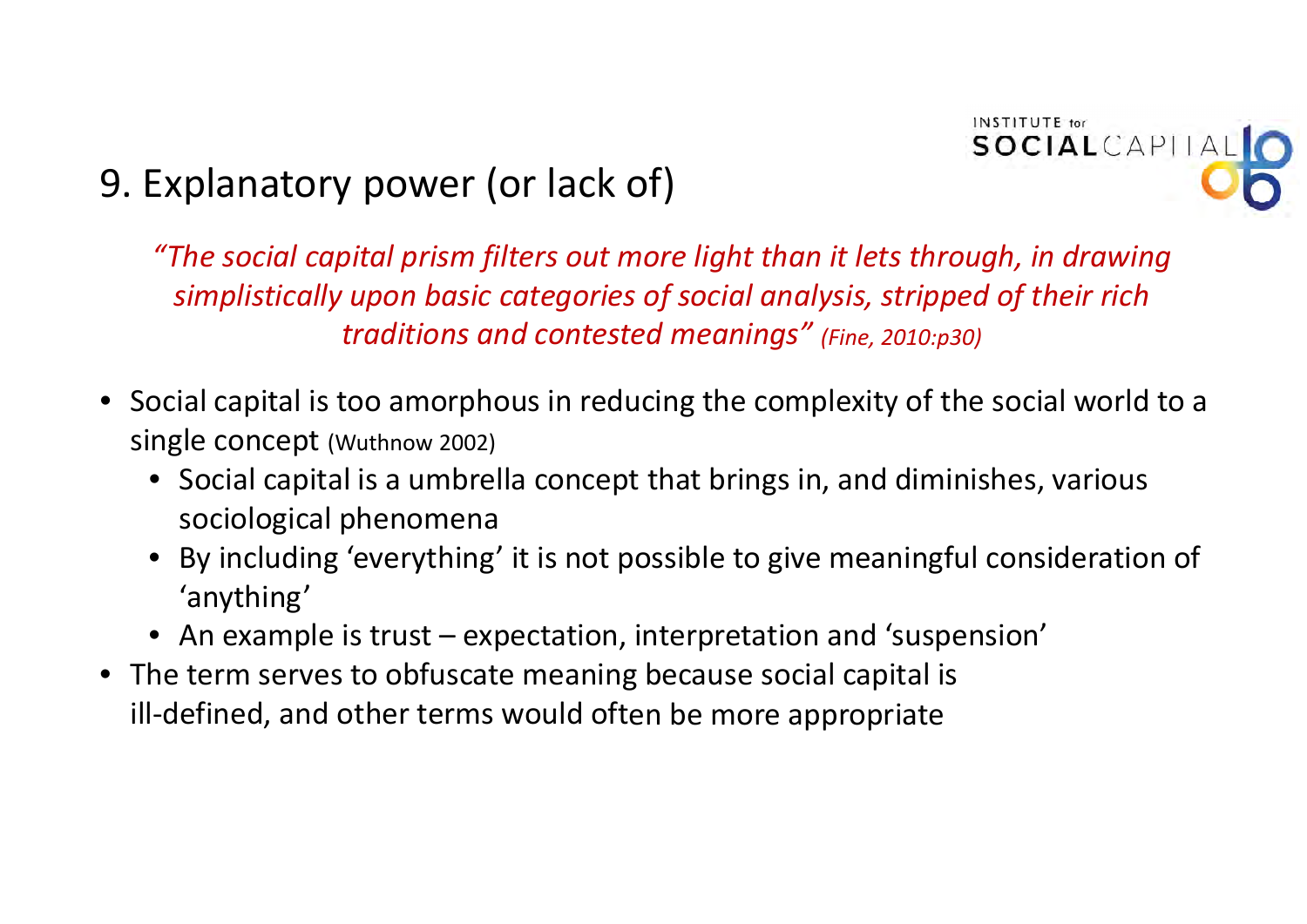## 9. Explanatory power (or lack of)

*"The social capital prism filters out more light than it lets through, in drawing simplistically upon basic categories of social analysis, stripped of their rich traditions and contested meanings" (Fine, 2010:p30)*

- Social capital is too amorphous in reducing the complexity of the social world to a single concept (Wuthnow 2002)
  - Social capital is a umbrella concept that brings in, and diminishes, various sociological phenomena
  - By including 'everything' it is not possible to give meaningful consideration of 'anything'
  - An example is trust – expectation, interpretation and 'suspension'
- The term serves to obfuscate meaning because social capital is ill-defined, and other terms would often be more appropriate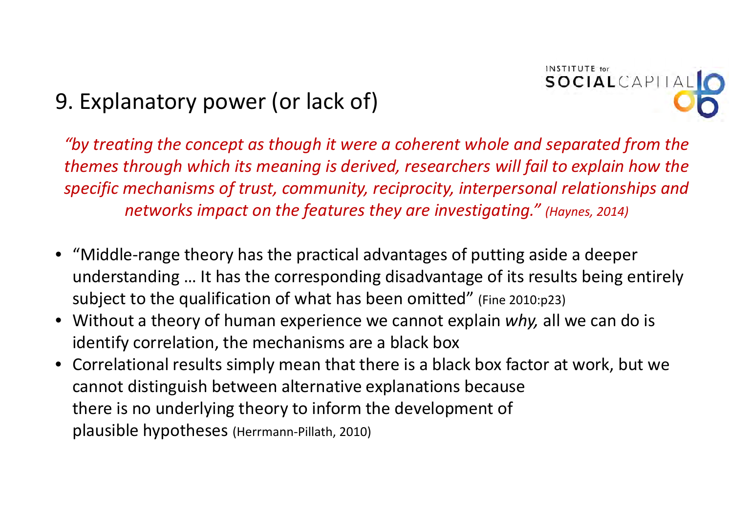## 9. Explanatory power (or lack of)

*"by treating the concept as though it were a coherent whole and separated from the themes through which its meaning is derived, researchers will fail to explain how the specific mechanisms of trust, community, reciprocity, interpersonal relationships and networks impact on the features they are investigating." (Haynes, 2014)*

- "Middle-range theory has the practical advantages of putting aside a deeper understanding … It has the corresponding disadvantage of its results being entirely subject to the qualification of what has been omitted" (Fine 2010:p23)
- Without a theory of human experience we cannot explain *why,* all we can do is identify correlation, the mechanisms are a black box
- Correlational results simply mean that there is a black box factor at work, but we cannot distinguish between alternative explanations because there is no underlying theory to inform the development of plausible hypotheses (Herrmann-Pillath, 2010)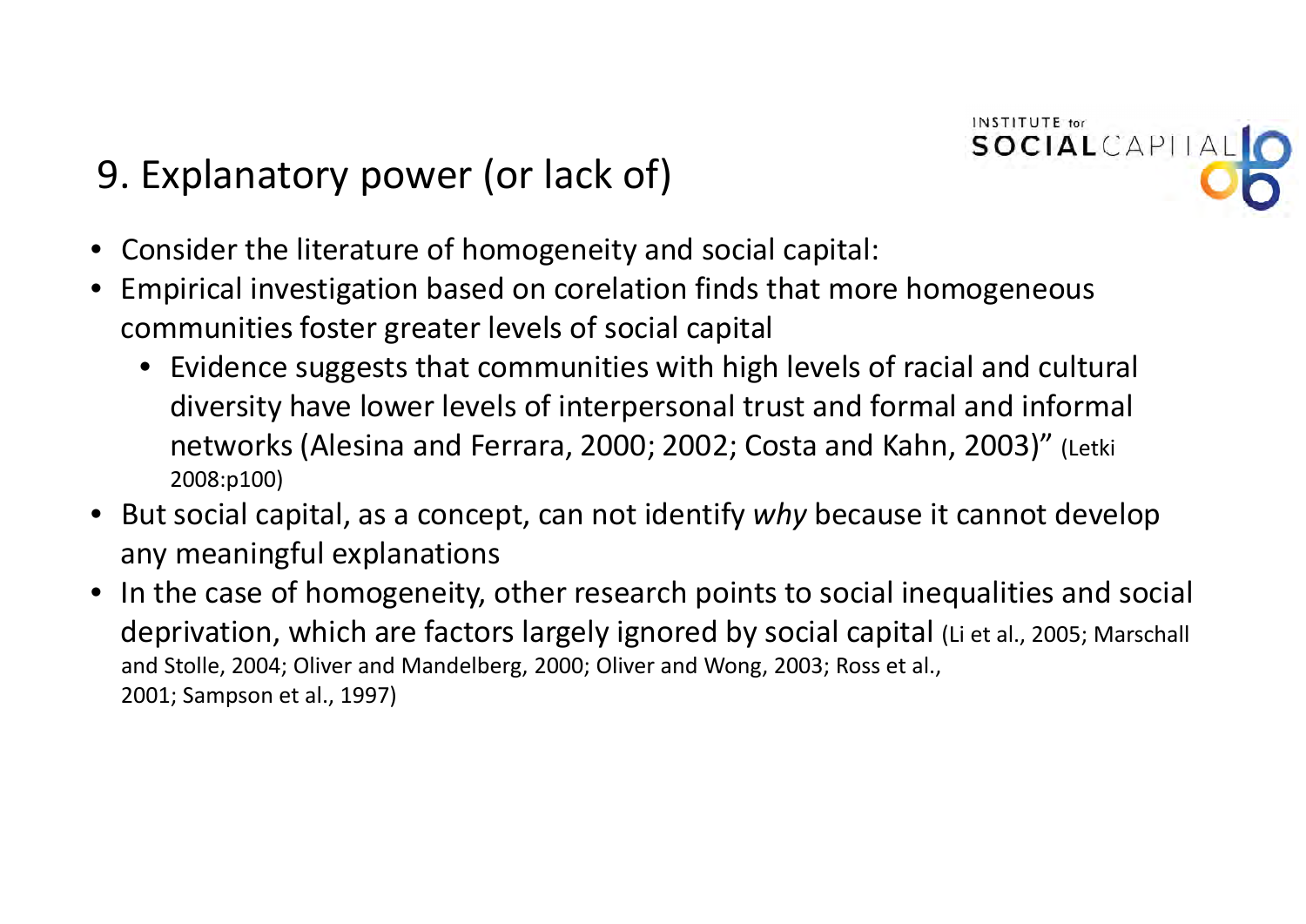## 9. Explanatory power (or lack of)

- Consider the literature of homogeneity and social capital:
- Empirical investigation based on corelation finds that more homogeneous communities foster greater levels of social capital
  - Evidence suggests that communities with high levels of racial and cultural diversity have lower levels of interpersonal trust and formal and informal networks (Alesina and Ferrara, 2000; 2002; Costa and Kahn, 2003)" (Letki 2008:p100)
- But social capital, as a concept, can not identify *why* because it cannot develop any meaningful explanations
- In the case of homogeneity, other research points to social inequalities and social deprivation, which are factors largely ignored by social capital (Li et al., 2005; Marschall and Stolle, 2004; Oliver and Mandelberg, 2000; Oliver and Wong, 2003; Ross et al., 2001; Sampson et al., 1997)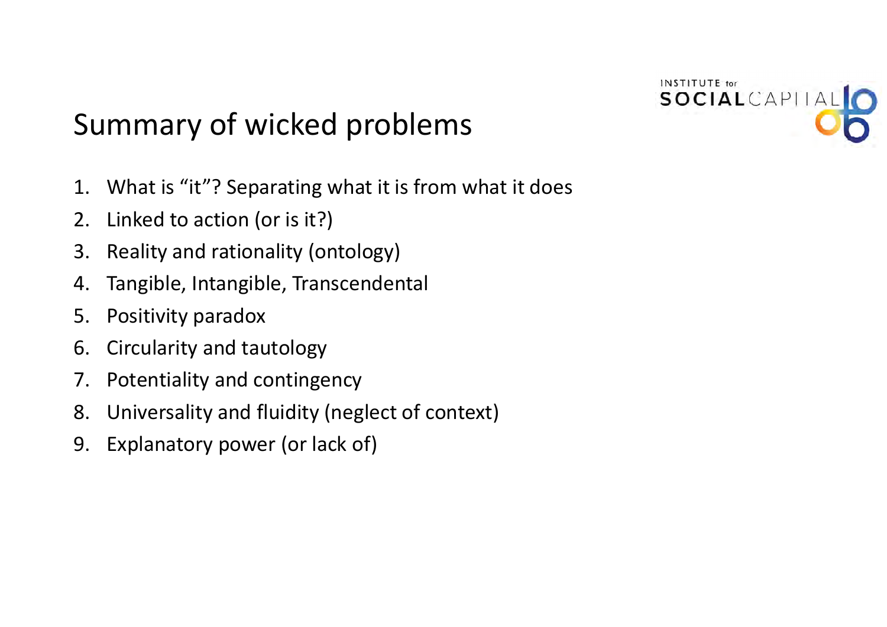# Summary of wicked problems

1. What is "it"? Separating what it is from what it does
2. Linked to action (or is it?)
3. Reality and rationality (ontology)
4. Tangible, Intangible, Transcendental
5. Positivity paradox
6. Circularity and tautology
7. Potentiality and contingency
8. Universality and fluidity (neglect of context)
9. Explanatory power (or lack of)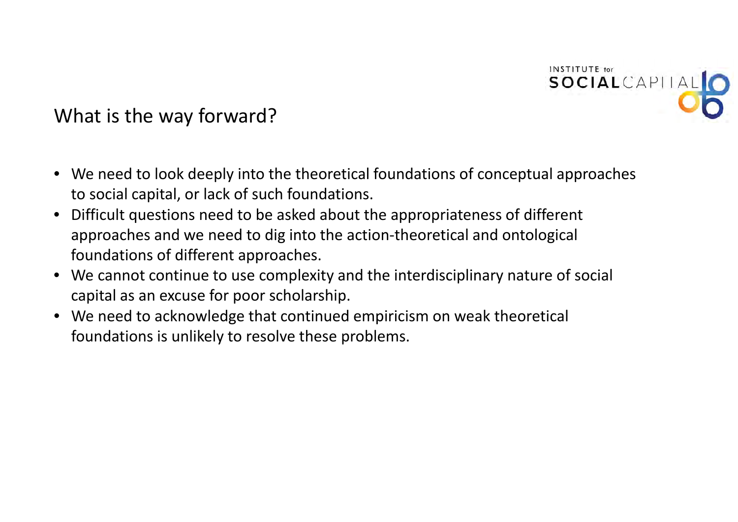## What is the way forward?

- We need to look deeply into the theoretical foundations of conceptual approaches to social capital, or lack of such foundations.
- Difficult questions need to be asked about the appropriateness of different approaches and we need to dig into the action-theoretical and ontological foundations of different approaches.
- We cannot continue to use complexity and the interdisciplinary nature of social capital as an excuse for poor scholarship.
- We need to acknowledge that continued empiricism on weak theoretical foundations is unlikely to resolve these problems.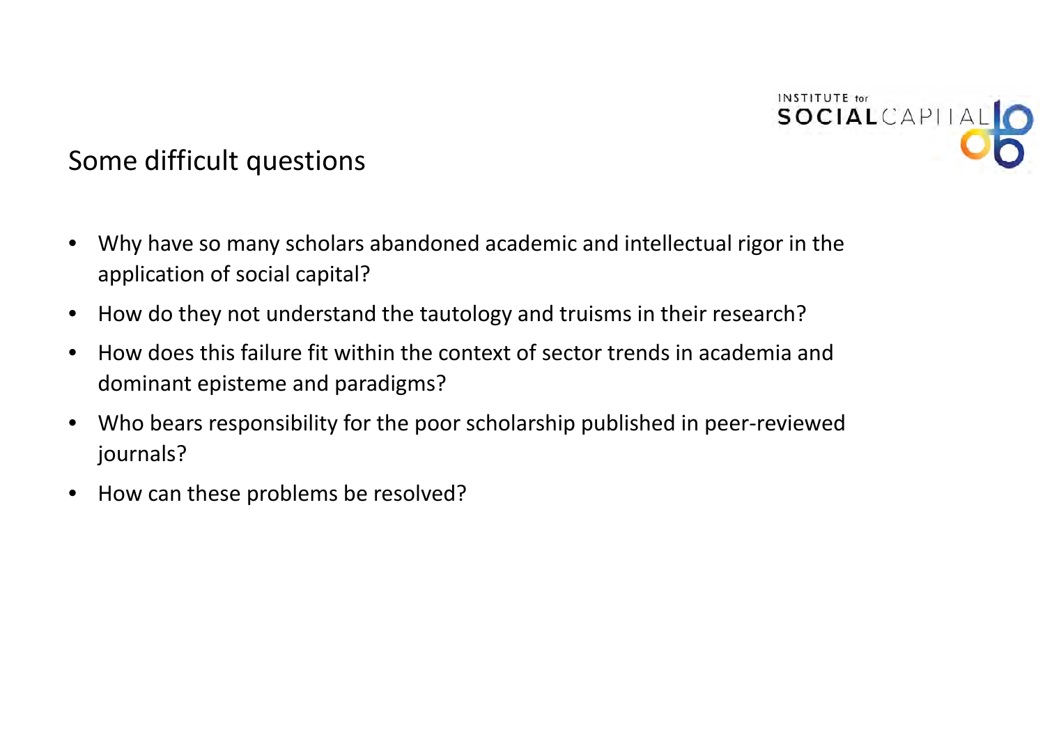## Some difficult questions

- Why have so many scholars abandoned academic and intellectual rigor in the application of social capital?
- How do they not understand the tautology and truisms in their research?
- How does this failure fit within the context of sector trends in academia and dominant episteme and paradigms?
- Who bears responsibility for the poor scholarship published in peer-reviewed journals?
- How can these problems be resolved?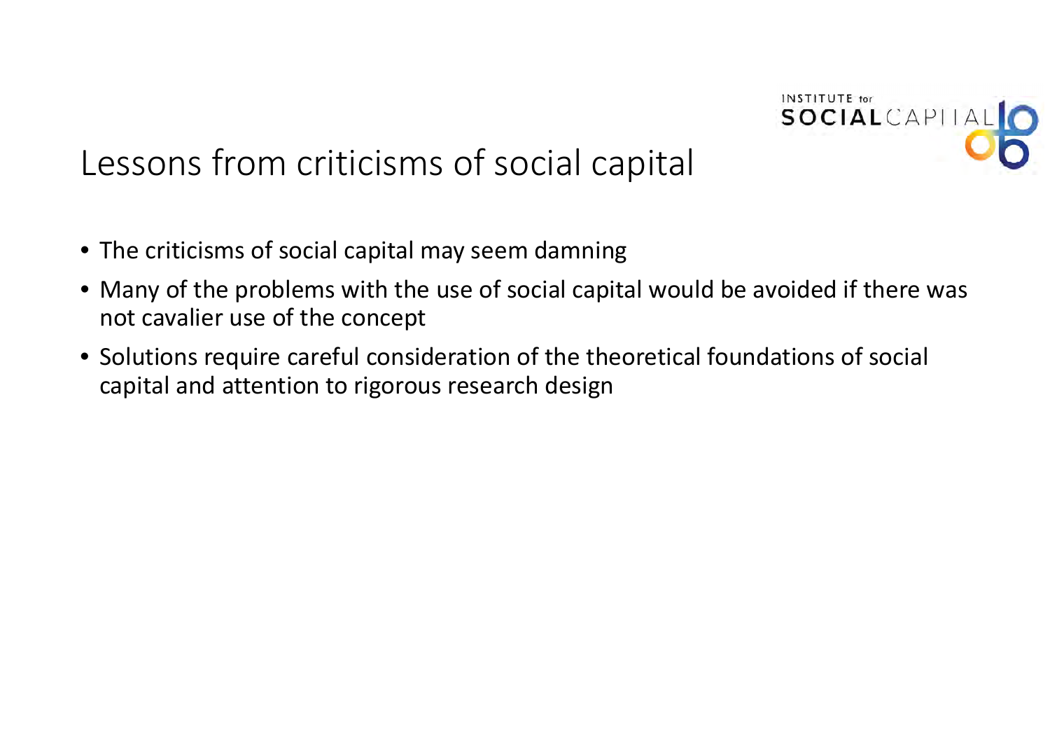# Lessons from criticisms of social capital

- The criticisms of social capital may seem damning
- Many of the problems with the use of social capital would be avoided if there was not cavalier use of the concept
- Solutions require careful consideration of the theoretical foundations of social capital and attention to rigorous research design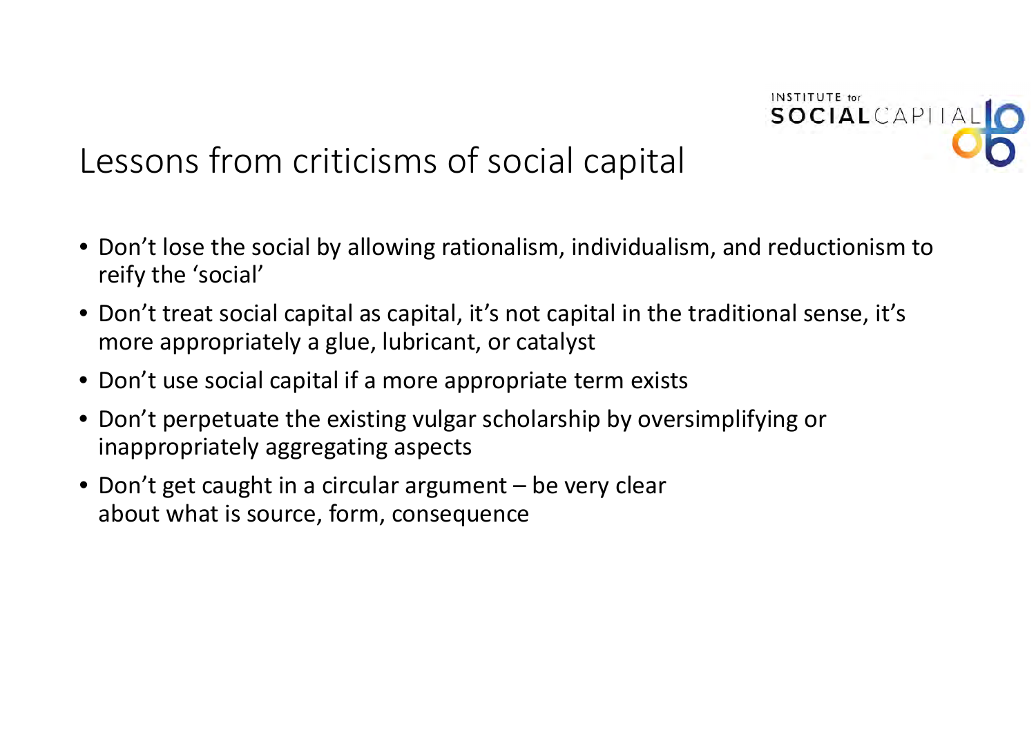# Lessons from criticisms of social capital

- Don't lose the social by allowing rationalism, individualism, and reductionism to reify the 'social'
- Don't treat social capital as capital, it's not capital in the traditional sense, it's more appropriately a glue, lubricant, or catalyst
- Don't use social capital if a more appropriate term exists
- Don't perpetuate the existing vulgar scholarship by oversimplifying or inappropriately aggregating aspects
- Don't get caught in a circular argument – be very clear about what is source, form, consequence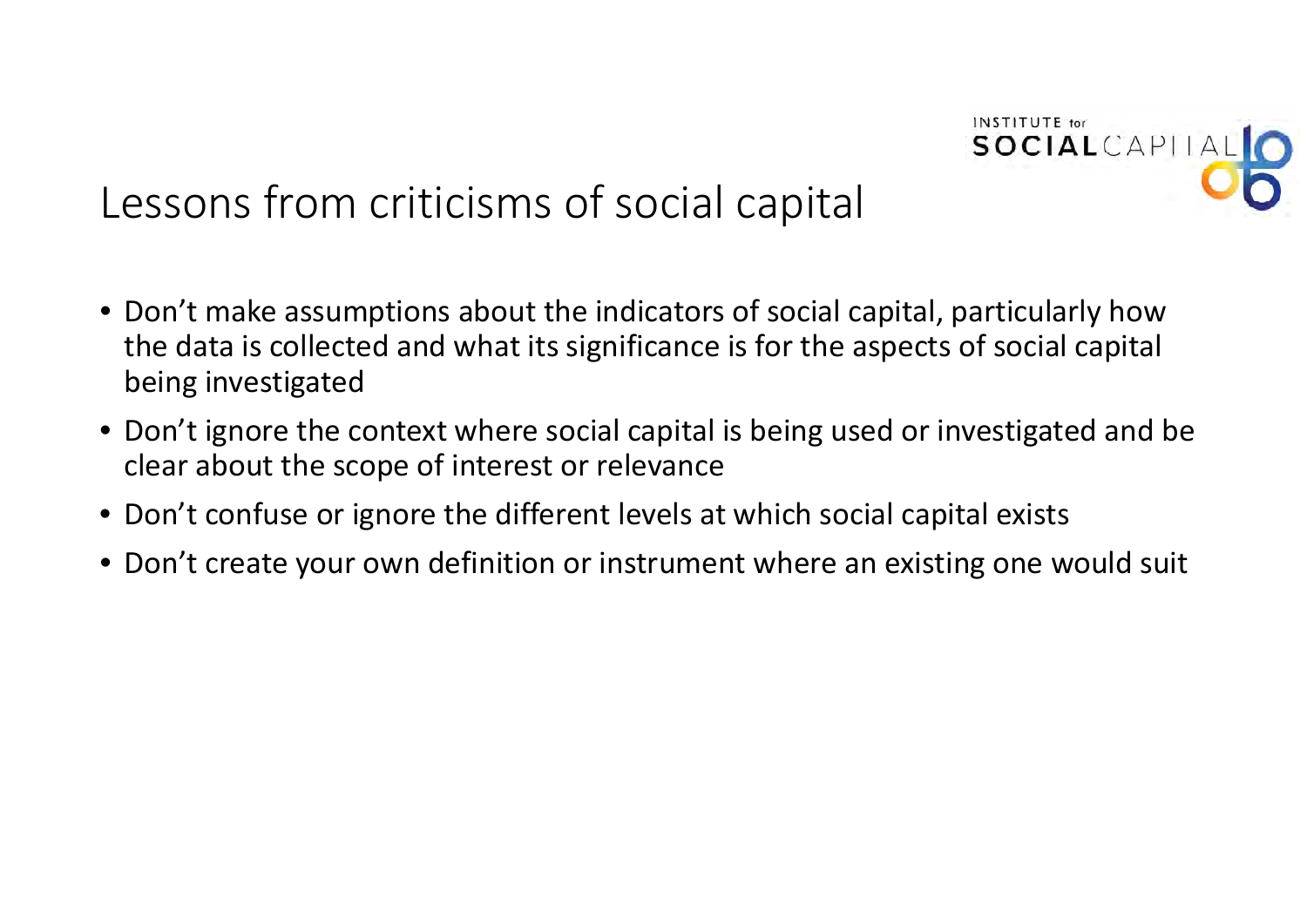# Lessons from criticisms of social capital

- Don't make assumptions about the indicators of social capital, particularly how the data is collected and what its significance is for the aspects of social capital being investigated
- Don't ignore the context where social capital is being used or investigated and be clear about the scope of interest or relevance
- Don't confuse or ignore the different levels at which social capital exists
- Don't create your own definition or instrument where an existing one would suit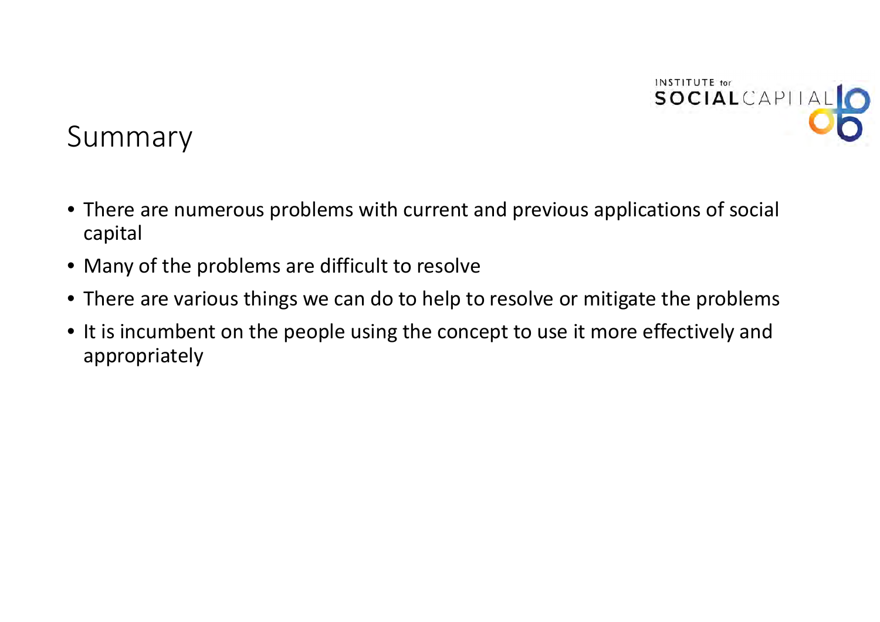# Summary

- There are numerous problems with current and previous applications of social capital
- Many of the problems are difficult to resolve
- There are various things we can do to help to resolve or mitigate the problems
- It is incumbent on the people using the concept to use it more effectively and appropriately